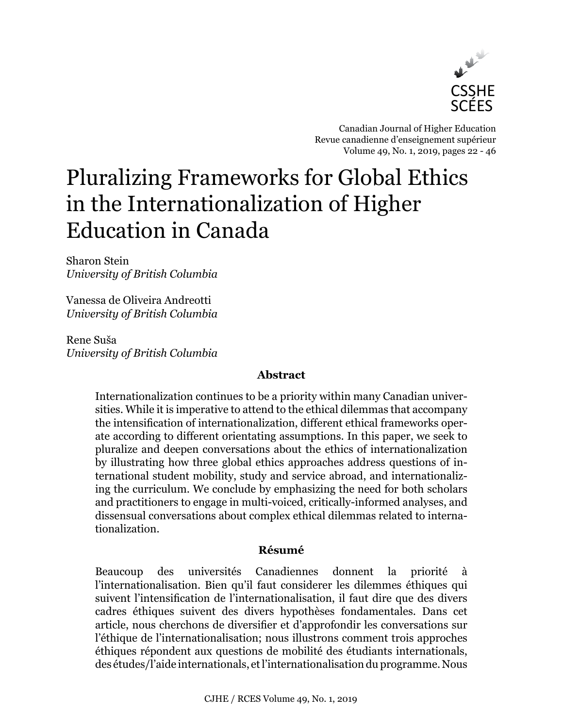Canadian Journal of Higher Education
Revue canadienne d'enseignement supérieur
Volume 49, No. 1, 2019, pages 22 - 46

# Pluralizing Frameworks for Global Ethics in the Internationalization of Higher Education in Canada

Sharon Stein
*University of British Columbia*

Vanessa de Oliveira Andreotti
*University of British Columbia*

Rene Suša
*University of British Columbia*

### Abstract

Internationalization continues to be a priority within many Canadian universities. While it is imperative to attend to the ethical dilemmas that accompany the intensification of internationalization, different ethical frameworks operate according to different orientating assumptions. In this paper, we seek to pluralize and deepen conversations about the ethics of internationalization by illustrating how three global ethics approaches address questions of international student mobility, study and service abroad, and internationalizing the curriculum. We conclude by emphasizing the need for both scholars and practitioners to engage in multi-voiced, critically-informed analyses, and dissensual conversations about complex ethical dilemmas related to internationalization.

### Résumé

Beaucoup des universités Canadiennes donnent la priorité à l'internationalisation. Bien qu'il faut considerer les dilemmes éthiques qui suivent l'intensification de l'internationalisation, il faut dire que des divers cadres éthiques suivent des divers hypothèses fondamentales. Dans cet article, nous cherchons de diversifier et d'approfondir les conversations sur l'éthique de l'internationalisation; nous illustrons comment trois approches éthiques répondent aux questions de mobilité des étudiants internationals, des études/l'aide internationals, et l'internationalisation du programme. Nous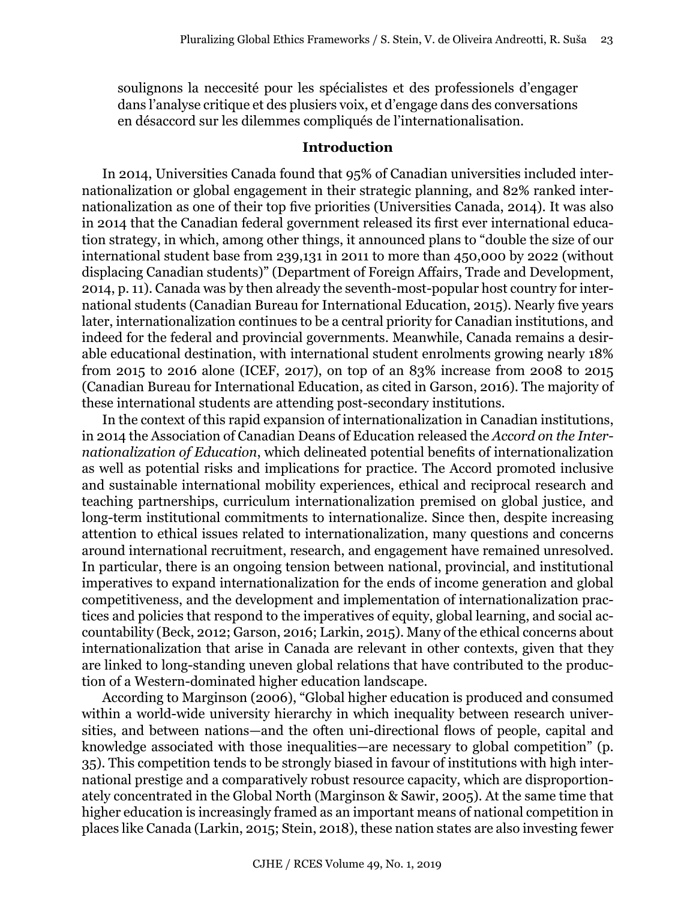soulignons la neccesité pour les spécialistes et des professionels d'engager dans l'analyse critique et des plusiers voix, et d'engage dans des conversations en désaccord sur les dilemmes compliqués de l'internationalisation.

## Introduction

In 2014, Universities Canada found that 95% of Canadian universities included internationalization or global engagement in their strategic planning, and 82% ranked internationalization as one of their top five priorities (Universities Canada, 2014). It was also in 2014 that the Canadian federal government released its first ever international education strategy, in which, among other things, it announced plans to "double the size of our international student base from 239,131 in 2011 to more than 450,000 by 2022 (without displacing Canadian students)" (Department of Foreign Affairs, Trade and Development, 2014, p. 11). Canada was by then already the seventh-most-popular host country for international students (Canadian Bureau for International Education, 2015). Nearly five years later, internationalization continues to be a central priority for Canadian institutions, and indeed for the federal and provincial governments. Meanwhile, Canada remains a desirable educational destination, with international student enrolments growing nearly 18% from 2015 to 2016 alone (ICEF, 2017), on top of an 83% increase from 2008 to 2015 (Canadian Bureau for International Education, as cited in Garson, 2016). The majority of these international students are attending post-secondary institutions.

In the context of this rapid expansion of internationalization in Canadian institutions, in 2014 the Association of Canadian Deans of Education released the *Accord on the Internationalization of Education*, which delineated potential benefits of internationalization as well as potential risks and implications for practice. The Accord promoted inclusive and sustainable international mobility experiences, ethical and reciprocal research and teaching partnerships, curriculum internationalization premised on global justice, and long-term institutional commitments to internationalize. Since then, despite increasing attention to ethical issues related to internationalization, many questions and concerns around international recruitment, research, and engagement have remained unresolved. In particular, there is an ongoing tension between national, provincial, and institutional imperatives to expand internationalization for the ends of income generation and global competitiveness, and the development and implementation of internationalization practices and policies that respond to the imperatives of equity, global learning, and social accountability (Beck, 2012; Garson, 2016; Larkin, 2015). Many of the ethical concerns about internationalization that arise in Canada are relevant in other contexts, given that they are linked to long-standing uneven global relations that have contributed to the production of a Western-dominated higher education landscape.

According to Marginson (2006), "Global higher education is produced and consumed within a world-wide university hierarchy in which inequality between research universities, and between nations—and the often uni-directional flows of people, capital and knowledge associated with those inequalities—are necessary to global competition" (p. 35). This competition tends to be strongly biased in favour of institutions with high international prestige and a comparatively robust resource capacity, which are disproportionately concentrated in the Global North (Marginson & Sawir, 2005). At the same time that higher education is increasingly framed as an important means of national competition in places like Canada (Larkin, 2015; Stein, 2018), these nation states are also investing fewer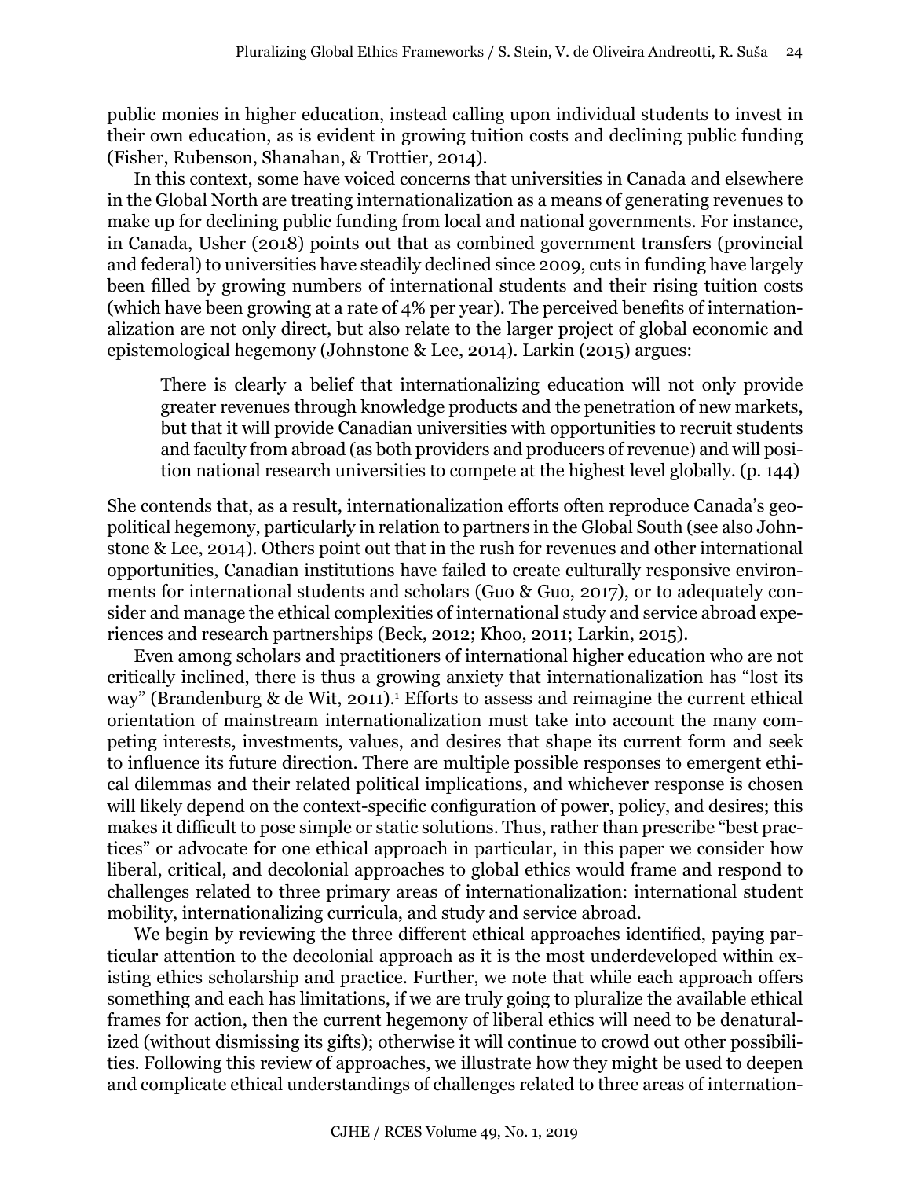public monies in higher education, instead calling upon individual students to invest in their own education, as is evident in growing tuition costs and declining public funding (Fisher, Rubenson, Shanahan, & Trottier, 2014).

In this context, some have voiced concerns that universities in Canada and elsewhere in the Global North are treating internationalization as a means of generating revenues to make up for declining public funding from local and national governments. For instance, in Canada, Usher (2018) points out that as combined government transfers (provincial and federal) to universities have steadily declined since 2009, cuts in funding have largely been filled by growing numbers of international students and their rising tuition costs (which have been growing at a rate of 4% per year). The perceived benefits of internationalization are not only direct, but also relate to the larger project of global economic and epistemological hegemony (Johnstone & Lee, 2014). Larkin (2015) argues:

> There is clearly a belief that internationalizing education will not only provide greater revenues through knowledge products and the penetration of new markets, but that it will provide Canadian universities with opportunities to recruit students and faculty from abroad (as both providers and producers of revenue) and will position national research universities to compete at the highest level globally. (p. 144)

She contends that, as a result, internationalization efforts often reproduce Canada's geopolitical hegemony, particularly in relation to partners in the Global South (see also Johnstone & Lee, 2014). Others point out that in the rush for revenues and other international opportunities, Canadian institutions have failed to create culturally responsive environments for international students and scholars (Guo & Guo, 2017), or to adequately consider and manage the ethical complexities of international study and service abroad experiences and research partnerships (Beck, 2012; Khoo, 2011; Larkin, 2015).

Even among scholars and practitioners of international higher education who are not critically inclined, there is thus a growing anxiety that internationalization has "lost its way" (Brandenburg & de Wit, 2011).[1] Efforts to assess and reimagine the current ethical orientation of mainstream internationalization must take into account the many competing interests, investments, values, and desires that shape its current form and seek to influence its future direction. There are multiple possible responses to emergent ethical dilemmas and their related political implications, and whichever response is chosen will likely depend on the context-specific configuration of power, policy, and desires; this makes it difficult to pose simple or static solutions. Thus, rather than prescribe "best practices" or advocate for one ethical approach in particular, in this paper we consider how liberal, critical, and decolonial approaches to global ethics would frame and respond to challenges related to three primary areas of internationalization: international student mobility, internationalizing curricula, and study and service abroad.

We begin by reviewing the three different ethical approaches identified, paying particular attention to the decolonial approach as it is the most underdeveloped within existing ethics scholarship and practice. Further, we note that while each approach offers something and each has limitations, if we are truly going to pluralize the available ethical frames for action, then the current hegemony of liberal ethics will need to be denaturalized (without dismissing its gifts); otherwise it will continue to crowd out other possibilities. Following this review of approaches, we illustrate how they might be used to deepen and complicate ethical understandings of challenges related to three areas of internation-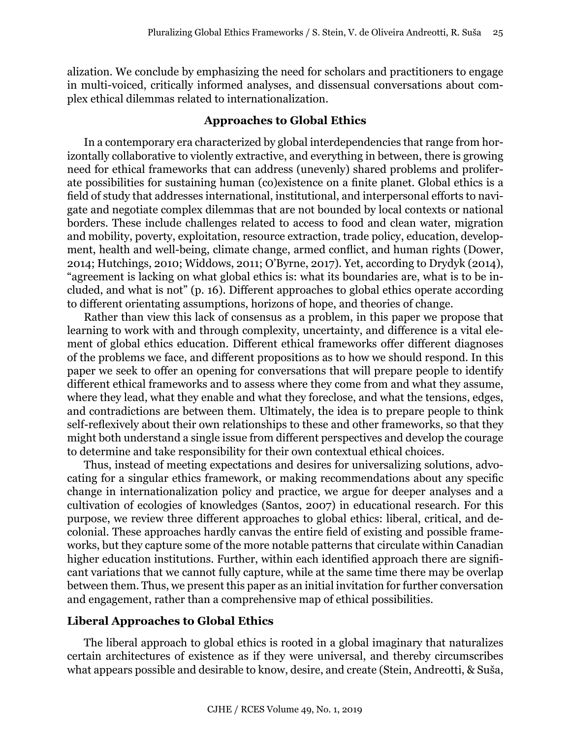alization. We conclude by emphasizing the need for scholars and practitioners to engage in multi-voiced, critically informed analyses, and dissensual conversations about complex ethical dilemmas related to internationalization.

## Approaches to Global Ethics

In a contemporary era characterized by global interdependencies that range from horizontally collaborative to violently extractive, and everything in between, there is growing need for ethical frameworks that can address (unevenly) shared problems and proliferate possibilities for sustaining human (co)existence on a finite planet. Global ethics is a field of study that addresses international, institutional, and interpersonal efforts to navigate and negotiate complex dilemmas that are not bounded by local contexts or national borders. These include challenges related to access to food and clean water, migration and mobility, poverty, exploitation, resource extraction, trade policy, education, development, health and well-being, climate change, armed conflict, and human rights (Dower, 2014; Hutchings, 2010; Widdows, 2011; O'Byrne, 2017). Yet, according to Drydyk (2014), "agreement is lacking on what global ethics is: what its boundaries are, what is to be included, and what is not" (p. 16). Different approaches to global ethics operate according to different orientating assumptions, horizons of hope, and theories of change.

Rather than view this lack of consensus as a problem, in this paper we propose that learning to work with and through complexity, uncertainty, and difference is a vital element of global ethics education. Different ethical frameworks offer different diagnoses of the problems we face, and different propositions as to how we should respond. In this paper we seek to offer an opening for conversations that will prepare people to identify different ethical frameworks and to assess where they come from and what they assume, where they lead, what they enable and what they foreclose, and what the tensions, edges, and contradictions are between them. Ultimately, the idea is to prepare people to think self-reflexively about their own relationships to these and other frameworks, so that they might both understand a single issue from different perspectives and develop the courage to determine and take responsibility for their own contextual ethical choices.

Thus, instead of meeting expectations and desires for universalizing solutions, advocating for a singular ethics framework, or making recommendations about any specific change in internationalization policy and practice, we argue for deeper analyses and a cultivation of ecologies of knowledges (Santos, 2007) in educational research. For this purpose, we review three different approaches to global ethics: liberal, critical, and decolonial. These approaches hardly canvas the entire field of existing and possible frameworks, but they capture some of the more notable patterns that circulate within Canadian higher education institutions. Further, within each identified approach there are significant variations that we cannot fully capture, while at the same time there may be overlap between them. Thus, we present this paper as an initial invitation for further conversation and engagement, rather than a comprehensive map of ethical possibilities.

### Liberal Approaches to Global Ethics

The liberal approach to global ethics is rooted in a global imaginary that naturalizes certain architectures of existence as if they were universal, and thereby circumscribes what appears possible and desirable to know, desire, and create (Stein, Andreotti, & Suša,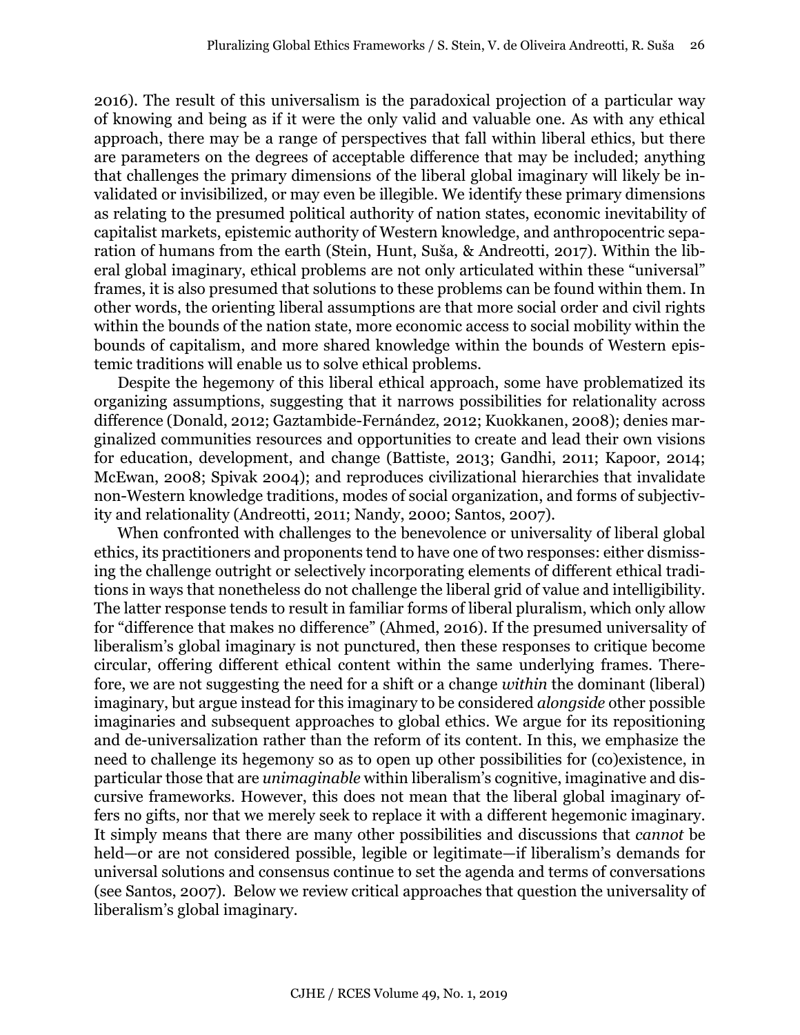2016). The result of this universalism is the paradoxical projection of a particular way of knowing and being as if it were the only valid and valuable one. As with any ethical approach, there may be a range of perspectives that fall within liberal ethics, but there are parameters on the degrees of acceptable difference that may be included; anything that challenges the primary dimensions of the liberal global imaginary will likely be invalidated or invisibilized, or may even be illegible. We identify these primary dimensions as relating to the presumed political authority of nation states, economic inevitability of capitalist markets, epistemic authority of Western knowledge, and anthropocentric separation of humans from the earth (Stein, Hunt, Suša, & Andreotti, 2017). Within the liberal global imaginary, ethical problems are not only articulated within these "universal" frames, it is also presumed that solutions to these problems can be found within them. In other words, the orienting liberal assumptions are that more social order and civil rights within the bounds of the nation state, more economic access to social mobility within the bounds of capitalism, and more shared knowledge within the bounds of Western epistemic traditions will enable us to solve ethical problems.

Despite the hegemony of this liberal ethical approach, some have problematized its organizing assumptions, suggesting that it narrows possibilities for relationality across difference (Donald, 2012; Gaztambide-Fernández, 2012; Kuokkanen, 2008); denies marginalized communities resources and opportunities to create and lead their own visions for education, development, and change (Battiste, 2013; Gandhi, 2011; Kapoor, 2014; McEwan, 2008; Spivak 2004); and reproduces civilizational hierarchies that invalidate non-Western knowledge traditions, modes of social organization, and forms of subjectivity and relationality (Andreotti, 2011; Nandy, 2000; Santos, 2007).

When confronted with challenges to the benevolence or universality of liberal global ethics, its practitioners and proponents tend to have one of two responses: either dismissing the challenge outright or selectively incorporating elements of different ethical traditions in ways that nonetheless do not challenge the liberal grid of value and intelligibility. The latter response tends to result in familiar forms of liberal pluralism, which only allow for "difference that makes no difference" (Ahmed, 2016). If the presumed universality of liberalism's global imaginary is not punctured, then these responses to critique become circular, offering different ethical content within the same underlying frames. Therefore, we are not suggesting the need for a shift or a change *within* the dominant (liberal) imaginary, but argue instead for this imaginary to be considered *alongside* other possible imaginaries and subsequent approaches to global ethics. We argue for its repositioning and de-universalization rather than the reform of its content. In this, we emphasize the need to challenge its hegemony so as to open up other possibilities for (co)existence, in particular those that are *unimaginable* within liberalism's cognitive, imaginative and discursive frameworks. However, this does not mean that the liberal global imaginary offers no gifts, nor that we merely seek to replace it with a different hegemonic imaginary. It simply means that there are many other possibilities and discussions that *cannot* be held—or are not considered possible, legible or legitimate—if liberalism's demands for universal solutions and consensus continue to set the agenda and terms of conversations (see Santos, 2007). Below we review critical approaches that question the universality of liberalism's global imaginary.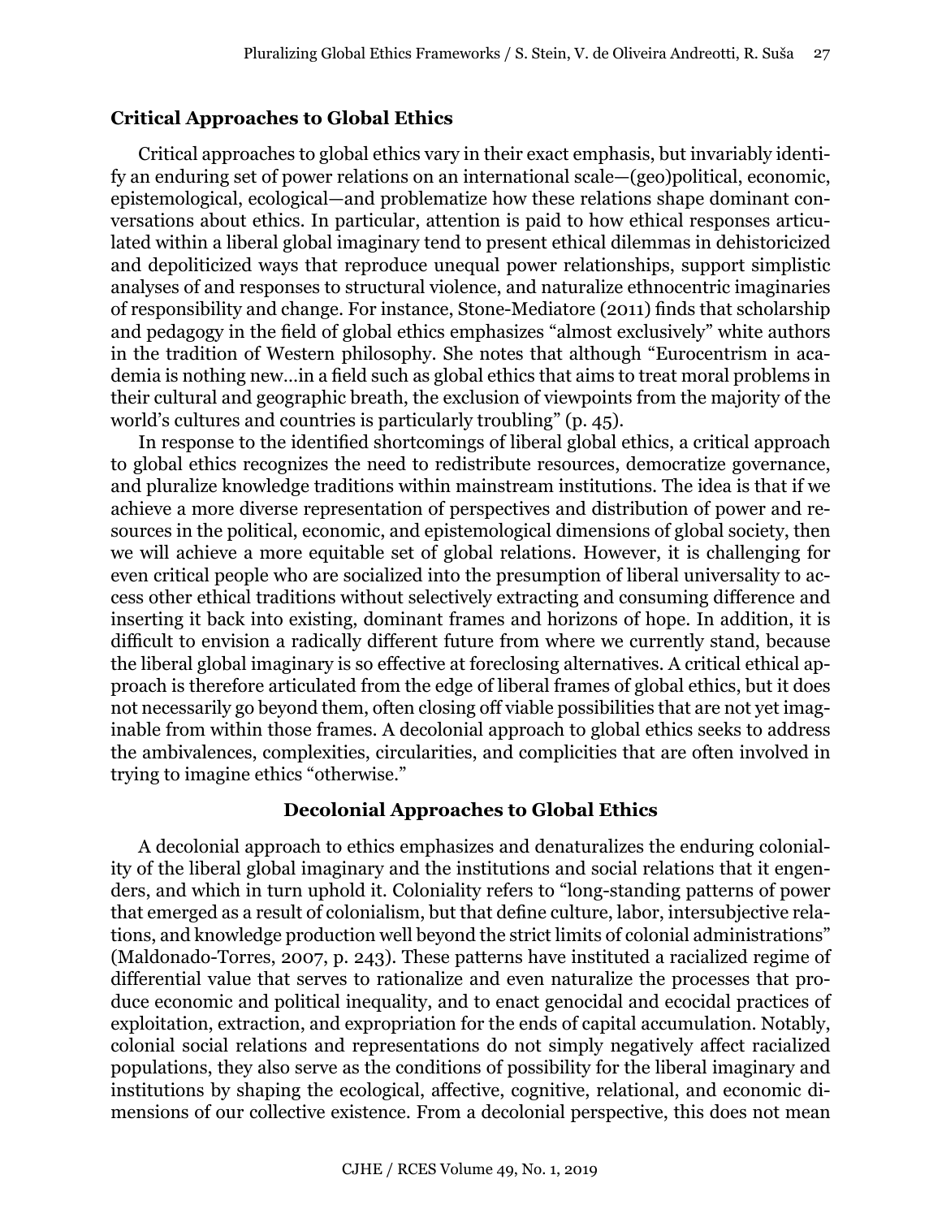## Critical Approaches to Global Ethics

Critical approaches to global ethics vary in their exact emphasis, but invariably identify an enduring set of power relations on an international scale—(geo)political, economic, epistemological, ecological—and problematize how these relations shape dominant conversations about ethics. In particular, attention is paid to how ethical responses articulated within a liberal global imaginary tend to present ethical dilemmas in dehistoricized and depoliticized ways that reproduce unequal power relationships, support simplistic analyses of and responses to structural violence, and naturalize ethnocentric imaginaries of responsibility and change. For instance, Stone-Mediatore (2011) finds that scholarship and pedagogy in the field of global ethics emphasizes "almost exclusively" white authors in the tradition of Western philosophy. She notes that although "Eurocentrism in academia is nothing new…in a field such as global ethics that aims to treat moral problems in their cultural and geographic breath, the exclusion of viewpoints from the majority of the world's cultures and countries is particularly troubling" (p. 45).

In response to the identified shortcomings of liberal global ethics, a critical approach to global ethics recognizes the need to redistribute resources, democratize governance, and pluralize knowledge traditions within mainstream institutions. The idea is that if we achieve a more diverse representation of perspectives and distribution of power and resources in the political, economic, and epistemological dimensions of global society, then we will achieve a more equitable set of global relations. However, it is challenging for even critical people who are socialized into the presumption of liberal universality to access other ethical traditions without selectively extracting and consuming difference and inserting it back into existing, dominant frames and horizons of hope. In addition, it is difficult to envision a radically different future from where we currently stand, because the liberal global imaginary is so effective at foreclosing alternatives. A critical ethical approach is therefore articulated from the edge of liberal frames of global ethics, but it does not necessarily go beyond them, often closing off viable possibilities that are not yet imaginable from within those frames. A decolonial approach to global ethics seeks to address the ambivalences, complexities, circularities, and complicities that are often involved in trying to imagine ethics "otherwise."

## Decolonial Approaches to Global Ethics

A decolonial approach to ethics emphasizes and denaturalizes the enduring coloniality of the liberal global imaginary and the institutions and social relations that it engenders, and which in turn uphold it. Coloniality refers to "long-standing patterns of power that emerged as a result of colonialism, but that define culture, labor, intersubjective relations, and knowledge production well beyond the strict limits of colonial administrations" (Maldonado-Torres, 2007, p. 243). These patterns have instituted a racialized regime of differential value that serves to rationalize and even naturalize the processes that produce economic and political inequality, and to enact genocidal and ecocidal practices of exploitation, extraction, and expropriation for the ends of capital accumulation. Notably, colonial social relations and representations do not simply negatively affect racialized populations, they also serve as the conditions of possibility for the liberal imaginary and institutions by shaping the ecological, affective, cognitive, relational, and economic dimensions of our collective existence. From a decolonial perspective, this does not mean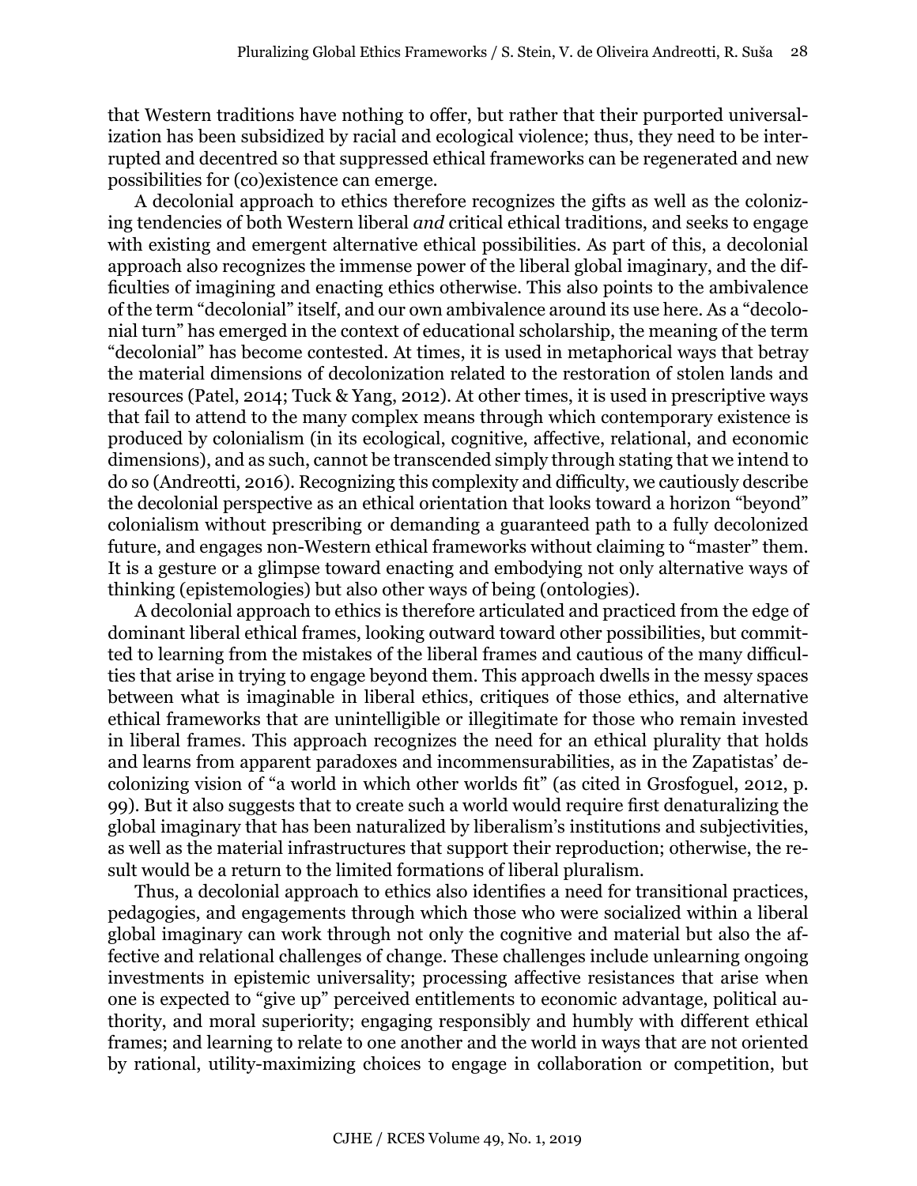that Western traditions have nothing to offer, but rather that their purported universalization has been subsidized by racial and ecological violence; thus, they need to be interrupted and decentred so that suppressed ethical frameworks can be regenerated and new possibilities for (co)existence can emerge.

A decolonial approach to ethics therefore recognizes the gifts as well as the colonizing tendencies of both Western liberal *and* critical ethical traditions, and seeks to engage with existing and emergent alternative ethical possibilities. As part of this, a decolonial approach also recognizes the immense power of the liberal global imaginary, and the difficulties of imagining and enacting ethics otherwise. This also points to the ambivalence of the term "decolonial" itself, and our own ambivalence around its use here. As a "decolonial turn" has emerged in the context of educational scholarship, the meaning of the term "decolonial" has become contested. At times, it is used in metaphorical ways that betray the material dimensions of decolonization related to the restoration of stolen lands and resources (Patel, 2014; Tuck & Yang, 2012). At other times, it is used in prescriptive ways that fail to attend to the many complex means through which contemporary existence is produced by colonialism (in its ecological, cognitive, affective, relational, and economic dimensions), and as such, cannot be transcended simply through stating that we intend to do so (Andreotti, 2016). Recognizing this complexity and difficulty, we cautiously describe the decolonial perspective as an ethical orientation that looks toward a horizon "beyond" colonialism without prescribing or demanding a guaranteed path to a fully decolonized future, and engages non-Western ethical frameworks without claiming to "master" them. It is a gesture or a glimpse toward enacting and embodying not only alternative ways of thinking (epistemologies) but also other ways of being (ontologies).

A decolonial approach to ethics is therefore articulated and practiced from the edge of dominant liberal ethical frames, looking outward toward other possibilities, but committed to learning from the mistakes of the liberal frames and cautious of the many difficulties that arise in trying to engage beyond them. This approach dwells in the messy spaces between what is imaginable in liberal ethics, critiques of those ethics, and alternative ethical frameworks that are unintelligible or illegitimate for those who remain invested in liberal frames. This approach recognizes the need for an ethical plurality that holds and learns from apparent paradoxes and incommensurabilities, as in the Zapatistas' decolonizing vision of "a world in which other worlds fit" (as cited in Grosfoguel, 2012, p. 99). But it also suggests that to create such a world would require first denaturalizing the global imaginary that has been naturalized by liberalism's institutions and subjectivities, as well as the material infrastructures that support their reproduction; otherwise, the result would be a return to the limited formations of liberal pluralism.

Thus, a decolonial approach to ethics also identifies a need for transitional practices, pedagogies, and engagements through which those who were socialized within a liberal global imaginary can work through not only the cognitive and material but also the affective and relational challenges of change. These challenges include unlearning ongoing investments in epistemic universality; processing affective resistances that arise when one is expected to "give up" perceived entitlements to economic advantage, political authority, and moral superiority; engaging responsibly and humbly with different ethical frames; and learning to relate to one another and the world in ways that are not oriented by rational, utility-maximizing choices to engage in collaboration or competition, but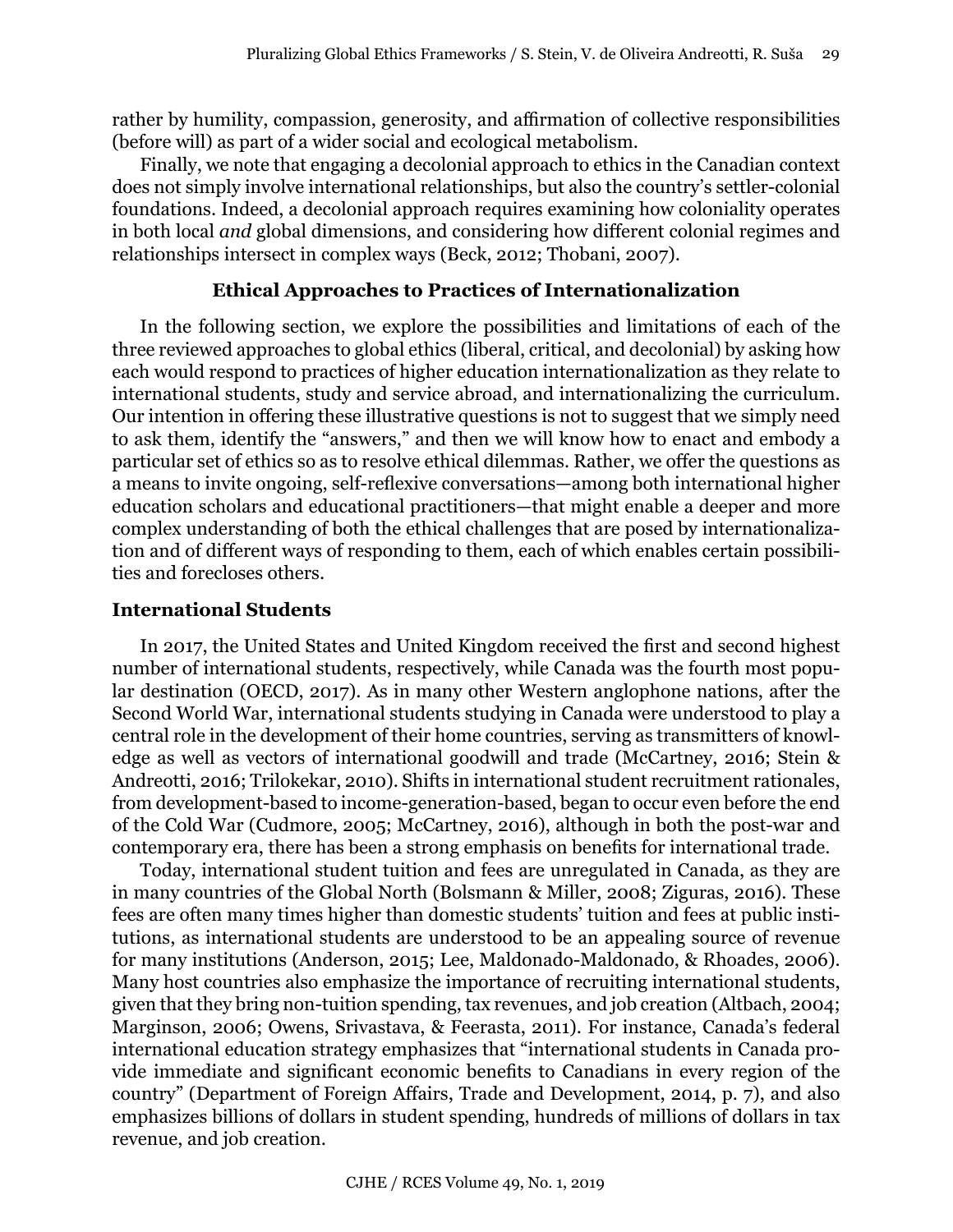rather by humility, compassion, generosity, and affirmation of collective responsibilities (before will) as part of a wider social and ecological metabolism.

Finally, we note that engaging a decolonial approach to ethics in the Canadian context does not simply involve international relationships, but also the country's settler-colonial foundations. Indeed, a decolonial approach requires examining how coloniality operates in both local *and* global dimensions, and considering how different colonial regimes and relationships intersect in complex ways (Beck, 2012; Thobani, 2007).

## Ethical Approaches to Practices of Internationalization

In the following section, we explore the possibilities and limitations of each of the three reviewed approaches to global ethics (liberal, critical, and decolonial) by asking how each would respond to practices of higher education internationalization as they relate to international students, study and service abroad, and internationalizing the curriculum. Our intention in offering these illustrative questions is not to suggest that we simply need to ask them, identify the "answers," and then we will know how to enact and embody a particular set of ethics so as to resolve ethical dilemmas. Rather, we offer the questions as a means to invite ongoing, self-reflexive conversations—among both international higher education scholars and educational practitioners—that might enable a deeper and more complex understanding of both the ethical challenges that are posed by internationalization and of different ways of responding to them, each of which enables certain possibilities and forecloses others.

### International Students

In 2017, the United States and United Kingdom received the first and second highest number of international students, respectively, while Canada was the fourth most popular destination (OECD, 2017). As in many other Western anglophone nations, after the Second World War, international students studying in Canada were understood to play a central role in the development of their home countries, serving as transmitters of knowledge as well as vectors of international goodwill and trade (McCartney, 2016; Stein & Andreotti, 2016; Trilokekar, 2010). Shifts in international student recruitment rationales, from development-based to income-generation-based, began to occur even before the end of the Cold War (Cudmore, 2005; McCartney, 2016), although in both the post-war and contemporary era, there has been a strong emphasis on benefits for international trade.

Today, international student tuition and fees are unregulated in Canada, as they are in many countries of the Global North (Bolsmann & Miller, 2008; Ziguras, 2016). These fees are often many times higher than domestic students' tuition and fees at public institutions, as international students are understood to be an appealing source of revenue for many institutions (Anderson, 2015; Lee, Maldonado-Maldonado, & Rhoades, 2006). Many host countries also emphasize the importance of recruiting international students, given that they bring non-tuition spending, tax revenues, and job creation (Altbach, 2004; Marginson, 2006; Owens, Srivastava, & Feerasta, 2011). For instance, Canada's federal international education strategy emphasizes that "international students in Canada provide immediate and significant economic benefits to Canadians in every region of the country" (Department of Foreign Affairs, Trade and Development, 2014, p. 7), and also emphasizes billions of dollars in student spending, hundreds of millions of dollars in tax revenue, and job creation.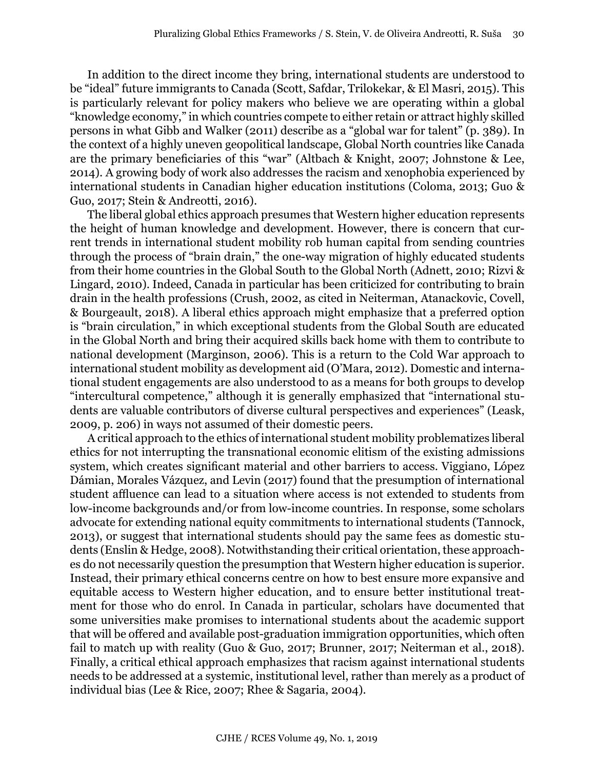In addition to the direct income they bring, international students are understood to be "ideal" future immigrants to Canada (Scott, Safdar, Trilokekar, & El Masri, 2015). This is particularly relevant for policy makers who believe we are operating within a global "knowledge economy," in which countries compete to either retain or attract highly skilled persons in what Gibb and Walker (2011) describe as a "global war for talent" (p. 389). In the context of a highly uneven geopolitical landscape, Global North countries like Canada are the primary beneficiaries of this "war" (Altbach & Knight, 2007; Johnstone & Lee, 2014). A growing body of work also addresses the racism and xenophobia experienced by international students in Canadian higher education institutions (Coloma, 2013; Guo & Guo, 2017; Stein & Andreotti, 2016).

The liberal global ethics approach presumes that Western higher education represents the height of human knowledge and development. However, there is concern that current trends in international student mobility rob human capital from sending countries through the process of "brain drain," the one-way migration of highly educated students from their home countries in the Global South to the Global North (Adnett, 2010; Rizvi & Lingard, 2010). Indeed, Canada in particular has been criticized for contributing to brain drain in the health professions (Crush, 2002, as cited in Neiterman, Atanackovic, Covell, & Bourgeault, 2018). A liberal ethics approach might emphasize that a preferred option is "brain circulation," in which exceptional students from the Global South are educated in the Global North and bring their acquired skills back home with them to contribute to national development (Marginson, 2006). This is a return to the Cold War approach to international student mobility as development aid (O'Mara, 2012). Domestic and international student engagements are also understood to as a means for both groups to develop "intercultural competence," although it is generally emphasized that "international students are valuable contributors of diverse cultural perspectives and experiences" (Leask, 2009, p. 206) in ways not assumed of their domestic peers.

A critical approach to the ethics of international student mobility problematizes liberal ethics for not interrupting the transnational economic elitism of the existing admissions system, which creates significant material and other barriers to access. Viggiano, López Dámian, Morales Vázquez, and Levin (2017) found that the presumption of international student affluence can lead to a situation where access is not extended to students from low-income backgrounds and/or from low-income countries. In response, some scholars advocate for extending national equity commitments to international students (Tannock, 2013), or suggest that international students should pay the same fees as domestic students (Enslin & Hedge, 2008). Notwithstanding their critical orientation, these approaches do not necessarily question the presumption that Western higher education is superior. Instead, their primary ethical concerns centre on how to best ensure more expansive and equitable access to Western higher education, and to ensure better institutional treatment for those who do enrol. In Canada in particular, scholars have documented that some universities make promises to international students about the academic support that will be offered and available post-graduation immigration opportunities, which often fail to match up with reality (Guo & Guo, 2017; Brunner, 2017; Neiterman et al., 2018). Finally, a critical ethical approach emphasizes that racism against international students needs to be addressed at a systemic, institutional level, rather than merely as a product of individual bias (Lee & Rice, 2007; Rhee & Sagaria, 2004).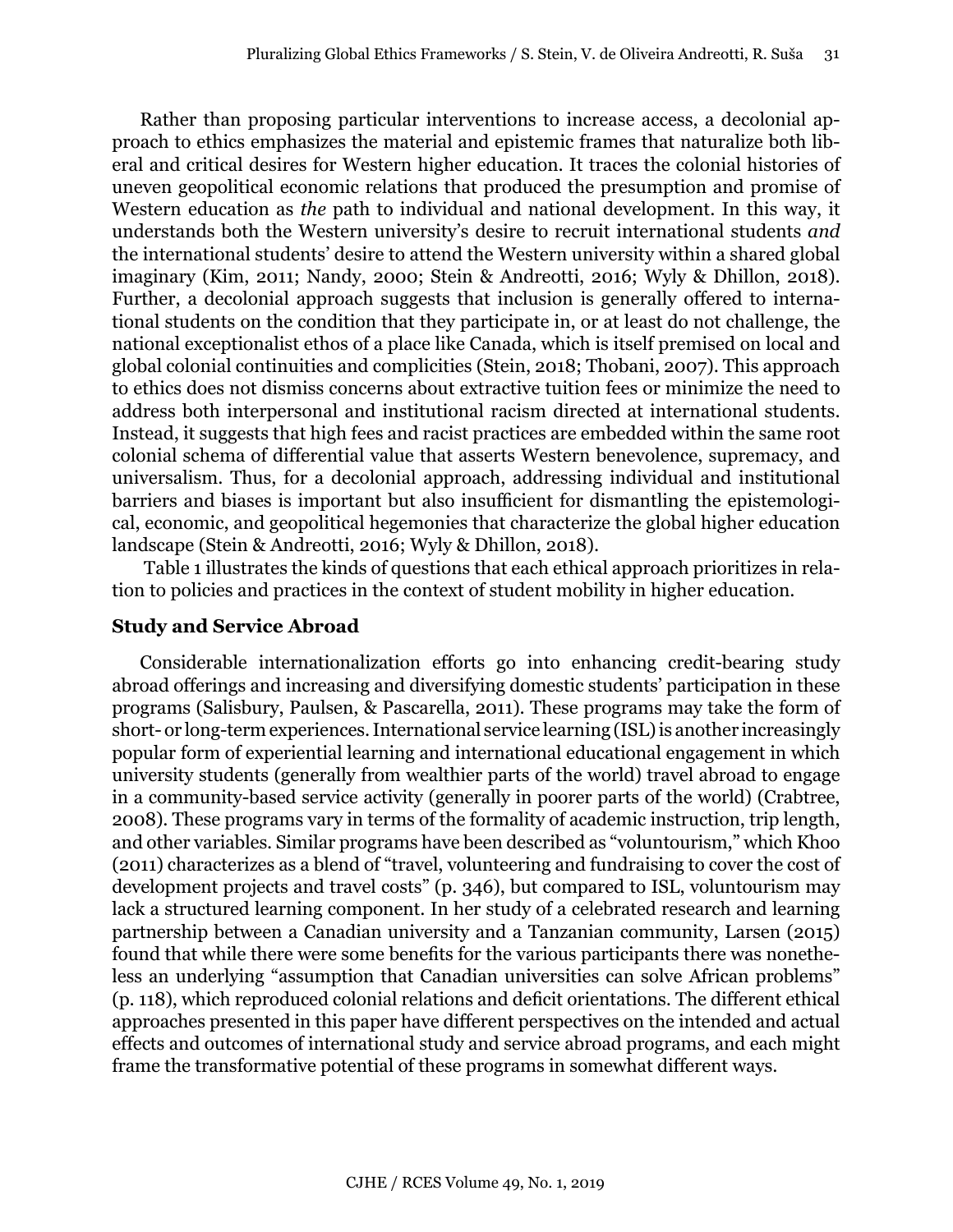Rather than proposing particular interventions to increase access, a decolonial approach to ethics emphasizes the material and epistemic frames that naturalize both liberal and critical desires for Western higher education. It traces the colonial histories of uneven geopolitical economic relations that produced the presumption and promise of Western education as *the* path to individual and national development. In this way, it understands both the Western university's desire to recruit international students *and* the international students' desire to attend the Western university within a shared global imaginary (Kim, 2011; Nandy, 2000; Stein & Andreotti, 2016; Wyly & Dhillon, 2018). Further, a decolonial approach suggests that inclusion is generally offered to international students on the condition that they participate in, or at least do not challenge, the national exceptionalist ethos of a place like Canada, which is itself premised on local and global colonial continuities and complicities (Stein, 2018; Thobani, 2007). This approach to ethics does not dismiss concerns about extractive tuition fees or minimize the need to address both interpersonal and institutional racism directed at international students. Instead, it suggests that high fees and racist practices are embedded within the same root colonial schema of differential value that asserts Western benevolence, supremacy, and universalism. Thus, for a decolonial approach, addressing individual and institutional barriers and biases is important but also insufficient for dismantling the epistemological, economic, and geopolitical hegemonies that characterize the global higher education landscape (Stein & Andreotti, 2016; Wyly & Dhillon, 2018).

Table 1 illustrates the kinds of questions that each ethical approach prioritizes in relation to policies and practices in the context of student mobility in higher education.

### Study and Service Abroad

Considerable internationalization efforts go into enhancing credit-bearing study abroad offerings and increasing and diversifying domestic students' participation in these programs (Salisbury, Paulsen, & Pascarella, 2011). These programs may take the form of short- or long-term experiences. International service learning (ISL) is another increasingly popular form of experiential learning and international educational engagement in which university students (generally from wealthier parts of the world) travel abroad to engage in a community-based service activity (generally in poorer parts of the world) (Crabtree, 2008). These programs vary in terms of the formality of academic instruction, trip length, and other variables. Similar programs have been described as "voluntourism," which Khoo (2011) characterizes as a blend of "travel, volunteering and fundraising to cover the cost of development projects and travel costs" (p. 346), but compared to ISL, voluntourism may lack a structured learning component. In her study of a celebrated research and learning partnership between a Canadian university and a Tanzanian community, Larsen (2015) found that while there were some benefits for the various participants there was nonetheless an underlying "assumption that Canadian universities can solve African problems" (p. 118), which reproduced colonial relations and deficit orientations. The different ethical approaches presented in this paper have different perspectives on the intended and actual effects and outcomes of international study and service abroad programs, and each might frame the transformative potential of these programs in somewhat different ways.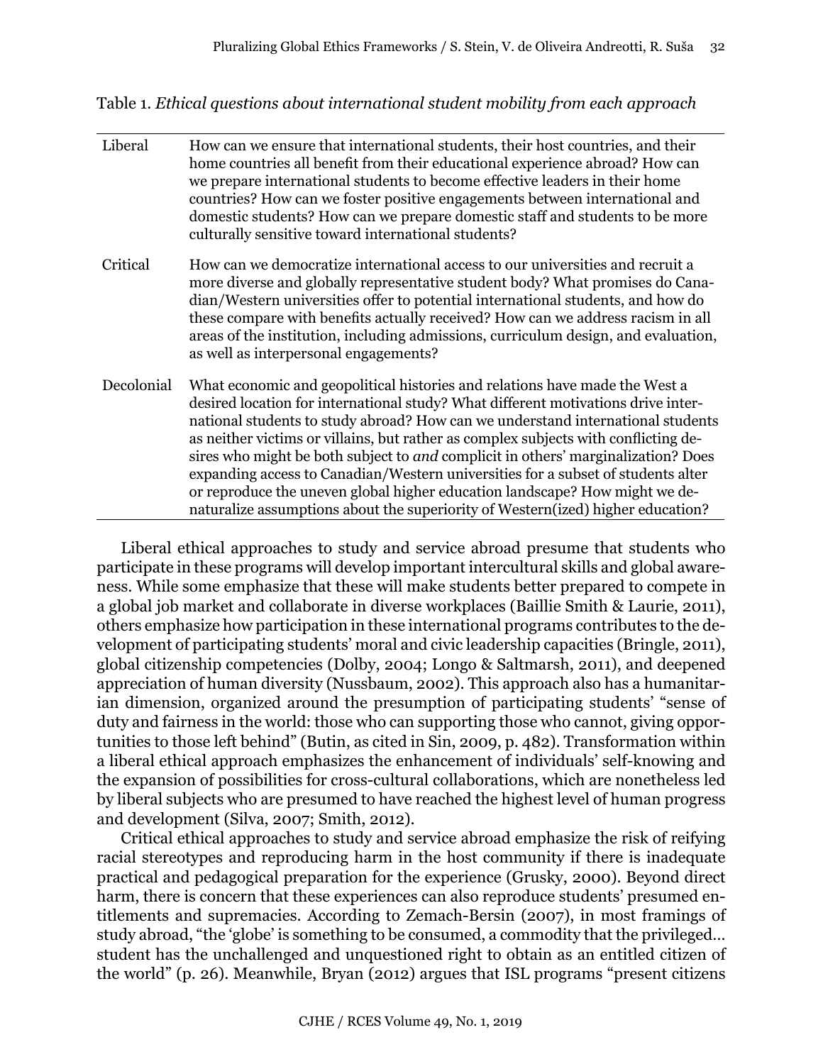Table 1. *Ethical questions about international student mobility from each approach*

| | |
|---|---|
| Liberal | How can we ensure that international students, their host countries, and their home countries all benefit from their educational experience abroad? How can we prepare international students to become effective leaders in their home countries? How can we foster positive engagements between international and domestic students? How can we prepare domestic staff and students to be more culturally sensitive toward international students? |
| Critical | How can we democratize international access to our universities and recruit a more diverse and globally representative student body? What promises do Canadian/Western universities offer to potential international students, and how do these compare with benefits actually received? How can we address racism in all areas of the institution, including admissions, curriculum design, and evaluation, as well as interpersonal engagements? |
| Decolonial | What economic and geopolitical histories and relations have made the West a desired location for international study? What different motivations drive international students to study abroad? How can we understand international students as neither victims or villains, but rather as complex subjects with conflicting desires who might be both subject to *and* complicit in others' marginalization? Does expanding access to Canadian/Western universities for a subset of students alter or reproduce the uneven global higher education landscape? How might we denaturalize assumptions about the superiority of Western(ized) higher education? |

Liberal ethical approaches to study and service abroad presume that students who participate in these programs will develop important intercultural skills and global awareness. While some emphasize that these will make students better prepared to compete in a global job market and collaborate in diverse workplaces (Baillie Smith & Laurie, 2011), others emphasize how participation in these international programs contributes to the development of participating students' moral and civic leadership capacities (Bringle, 2011), global citizenship competencies (Dolby, 2004; Longo & Saltmarsh, 2011), and deepened appreciation of human diversity (Nussbaum, 2002). This approach also has a humanitarian dimension, organized around the presumption of participating students' "sense of duty and fairness in the world: those who can supporting those who cannot, giving opportunities to those left behind" (Butin, as cited in Sin, 2009, p. 482). Transformation within a liberal ethical approach emphasizes the enhancement of individuals' self-knowing and the expansion of possibilities for cross-cultural collaborations, which are nonetheless led by liberal subjects who are presumed to have reached the highest level of human progress and development (Silva, 2007; Smith, 2012).

Critical ethical approaches to study and service abroad emphasize the risk of reifying racial stereotypes and reproducing harm in the host community if there is inadequate practical and pedagogical preparation for the experience (Grusky, 2000). Beyond direct harm, there is concern that these experiences can also reproduce students' presumed entitlements and supremacies. According to Zemach-Bersin (2007), in most framings of study abroad, "the 'globe' is something to be consumed, a commodity that the privileged... student has the unchallenged and unquestioned right to obtain as an entitled citizen of the world" (p. 26). Meanwhile, Bryan (2012) argues that ISL programs "present citizens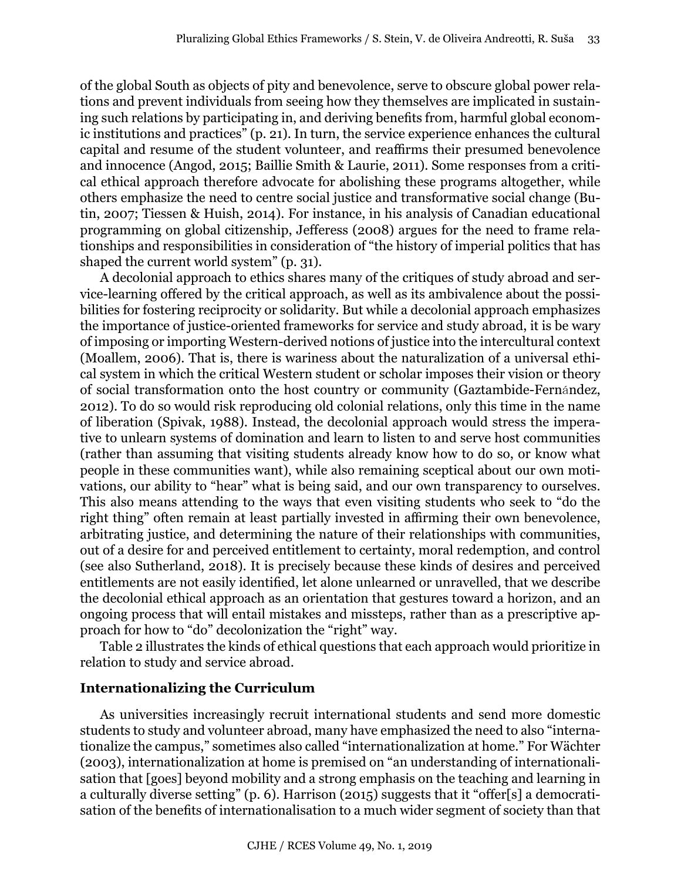of the global South as objects of pity and benevolence, serve to obscure global power relations and prevent individuals from seeing how they themselves are implicated in sustaining such relations by participating in, and deriving benefits from, harmful global economic institutions and practices" (p. 21). In turn, the service experience enhances the cultural capital and resume of the student volunteer, and reaffirms their presumed benevolence and innocence (Angod, 2015; Baillie Smith & Laurie, 2011). Some responses from a critical ethical approach therefore advocate for abolishing these programs altogether, while others emphasize the need to centre social justice and transformative social change (Butin, 2007; Tiessen & Huish, 2014). For instance, in his analysis of Canadian educational programming on global citizenship, Jefferess (2008) argues for the need to frame relationships and responsibilities in consideration of "the history of imperial politics that has shaped the current world system" (p. 31).

A decolonial approach to ethics shares many of the critiques of study abroad and service-learning offered by the critical approach, as well as its ambivalence about the possibilities for fostering reciprocity or solidarity. But while a decolonial approach emphasizes the importance of justice-oriented frameworks for service and study abroad, it is be wary of imposing or importing Western-derived notions of justice into the intercultural context (Moallem, 2006). That is, there is wariness about the naturalization of a universal ethical system in which the critical Western student or scholar imposes their vision or theory of social transformation onto the host country or community (Gaztambide-Fernández, 2012). To do so would risk reproducing old colonial relations, only this time in the name of liberation (Spivak, 1988). Instead, the decolonial approach would stress the imperative to unlearn systems of domination and learn to listen to and serve host communities (rather than assuming that visiting students already know how to do so, or know what people in these communities want), while also remaining sceptical about our own motivations, our ability to "hear" what is being said, and our own transparency to ourselves. This also means attending to the ways that even visiting students who seek to "do the right thing" often remain at least partially invested in affirming their own benevolence, arbitrating justice, and determining the nature of their relationships with communities, out of a desire for and perceived entitlement to certainty, moral redemption, and control (see also Sutherland, 2018). It is precisely because these kinds of desires and perceived entitlements are not easily identified, let alone unlearned or unravelled, that we describe the decolonial ethical approach as an orientation that gestures toward a horizon, and an ongoing process that will entail mistakes and missteps, rather than as a prescriptive approach for how to "do" decolonization the "right" way.

Table 2 illustrates the kinds of ethical questions that each approach would prioritize in relation to study and service abroad.

## Internationalizing the Curriculum

As universities increasingly recruit international students and send more domestic students to study and volunteer abroad, many have emphasized the need to also "internationalize the campus," sometimes also called "internationalization at home." For Wächter (2003), internationalization at home is premised on "an understanding of internationalisation that [goes] beyond mobility and a strong emphasis on the teaching and learning in a culturally diverse setting" (p. 6). Harrison (2015) suggests that it "offer[s] a democratisation of the benefits of internationalisation to a much wider segment of society than that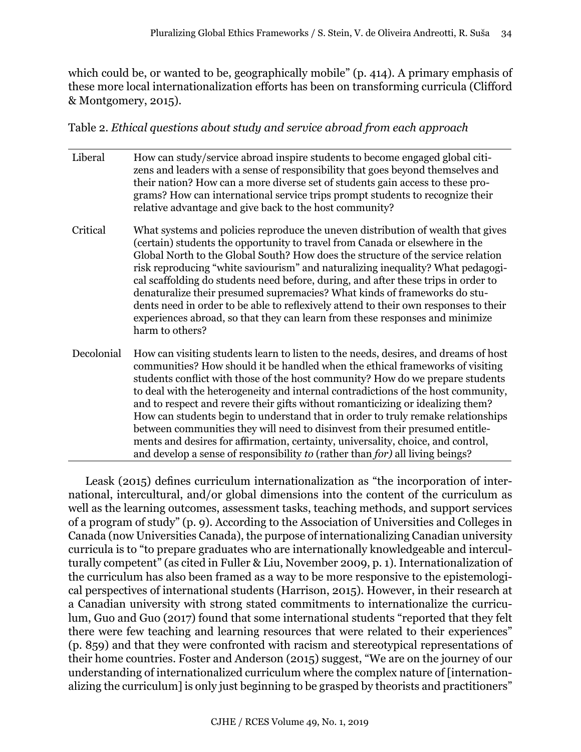which could be, or wanted to be, geographically mobile" (p. 414). A primary emphasis of these more local internationalization efforts has been on transforming curricula (Clifford & Montgomery, 2015).

Table 2. *Ethical questions about study and service abroad from each approach*

| | |
|---|---|
| Liberal | How can study/service abroad inspire students to become engaged global citizens and leaders with a sense of responsibility that goes beyond themselves and their nation? How can a more diverse set of students gain access to these programs? How can international service trips prompt students to recognize their relative advantage and give back to the host community? |
| Critical | What systems and policies reproduce the uneven distribution of wealth that gives (certain) students the opportunity to travel from Canada or elsewhere in the Global North to the Global South? How does the structure of the service relation risk reproducing "white saviourism" and naturalizing inequality? What pedagogical scaffolding do students need before, during, and after these trips in order to denaturalize their presumed supremacies? What kinds of frameworks do students need in order to be able to reflexively attend to their own responses to their experiences abroad, so that they can learn from these responses and minimize harm to others? |
| Decolonial | How can visiting students learn to listen to the needs, desires, and dreams of host communities? How should it be handled when the ethical frameworks of visiting students conflict with those of the host community? How do we prepare students to deal with the heterogeneity and internal contradictions of the host community, and to respect and revere their gifts without romanticizing or idealizing them? How can students begin to understand that in order to truly remake relationships between communities they will need to disinvest from their presumed entitlements and desires for affirmation, certainty, universality, choice, and control, and develop a sense of responsibility *to* (rather than *for)* all living beings? |

Leask (2015) defines curriculum internationalization as "the incorporation of international, intercultural, and/or global dimensions into the content of the curriculum as well as the learning outcomes, assessment tasks, teaching methods, and support services of a program of study" (p. 9). According to the Association of Universities and Colleges in Canada (now Universities Canada), the purpose of internationalizing Canadian university curricula is to "to prepare graduates who are internationally knowledgeable and interculturally competent" (as cited in Fuller & Liu, November 2009, p. 1). Internationalization of the curriculum has also been framed as a way to be more responsive to the epistemological perspectives of international students (Harrison, 2015). However, in their research at a Canadian university with strong stated commitments to internationalize the curriculum, Guo and Guo (2017) found that some international students "reported that they felt there were few teaching and learning resources that were related to their experiences" (p. 859) and that they were confronted with racism and stereotypical representations of their home countries. Foster and Anderson (2015) suggest, "We are on the journey of our understanding of internationalized curriculum where the complex nature of [internationalizing the curriculum] is only just beginning to be grasped by theorists and practitioners"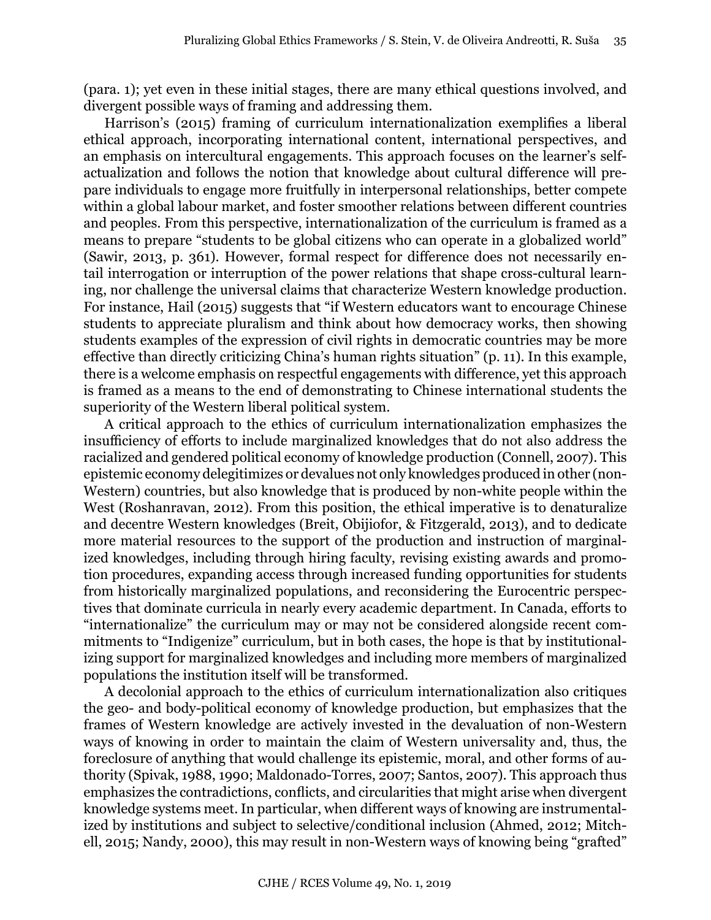(para. 1); yet even in these initial stages, there are many ethical questions involved, and divergent possible ways of framing and addressing them.

Harrison's (2015) framing of curriculum internationalization exemplifies a liberal ethical approach, incorporating international content, international perspectives, and an emphasis on intercultural engagements. This approach focuses on the learner's self-actualization and follows the notion that knowledge about cultural difference will prepare individuals to engage more fruitfully in interpersonal relationships, better compete within a global labour market, and foster smoother relations between different countries and peoples. From this perspective, internationalization of the curriculum is framed as a means to prepare "students to be global citizens who can operate in a globalized world" (Sawir, 2013, p. 361). However, formal respect for difference does not necessarily entail interrogation or interruption of the power relations that shape cross-cultural learning, nor challenge the universal claims that characterize Western knowledge production. For instance, Hail (2015) suggests that "if Western educators want to encourage Chinese students to appreciate pluralism and think about how democracy works, then showing students examples of the expression of civil rights in democratic countries may be more effective than directly criticizing China's human rights situation" (p. 11). In this example, there is a welcome emphasis on respectful engagements with difference, yet this approach is framed as a means to the end of demonstrating to Chinese international students the superiority of the Western liberal political system.

A critical approach to the ethics of curriculum internationalization emphasizes the insufficiency of efforts to include marginalized knowledges that do not also address the racialized and gendered political economy of knowledge production (Connell, 2007). This epistemic economy delegitimizes or devalues not only knowledges produced in other (non-Western) countries, but also knowledge that is produced by non-white people within the West (Roshanravan, 2012). From this position, the ethical imperative is to denaturalize and decentre Western knowledges (Breit, Obijiofor, & Fitzgerald, 2013), and to dedicate more material resources to the support of the production and instruction of marginalized knowledges, including through hiring faculty, revising existing awards and promotion procedures, expanding access through increased funding opportunities for students from historically marginalized populations, and reconsidering the Eurocentric perspectives that dominate curricula in nearly every academic department. In Canada, efforts to "internationalize" the curriculum may or may not be considered alongside recent commitments to "Indigenize" curriculum, but in both cases, the hope is that by institutionalizing support for marginalized knowledges and including more members of marginalized populations the institution itself will be transformed.

A decolonial approach to the ethics of curriculum internationalization also critiques the geo- and body-political economy of knowledge production, but emphasizes that the frames of Western knowledge are actively invested in the devaluation of non-Western ways of knowing in order to maintain the claim of Western universality and, thus, the foreclosure of anything that would challenge its epistemic, moral, and other forms of authority (Spivak, 1988, 1990; Maldonado-Torres, 2007; Santos, 2007). This approach thus emphasizes the contradictions, conflicts, and circularities that might arise when divergent knowledge systems meet. In particular, when different ways of knowing are instrumentalized by institutions and subject to selective/conditional inclusion (Ahmed, 2012; Mitchell, 2015; Nandy, 2000), this may result in non-Western ways of knowing being "grafted"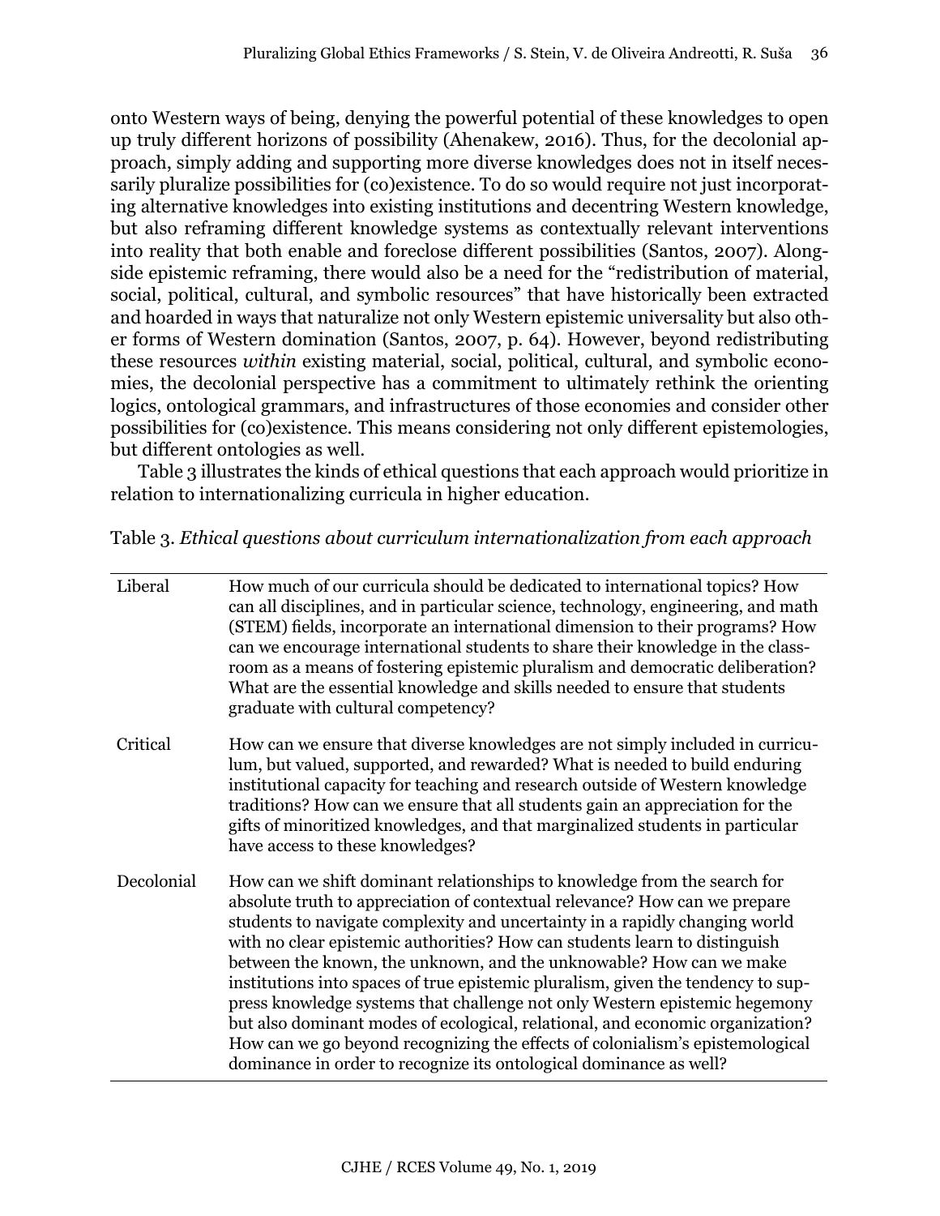onto Western ways of being, denying the powerful potential of these knowledges to open up truly different horizons of possibility (Ahenakew, 2016). Thus, for the decolonial approach, simply adding and supporting more diverse knowledges does not in itself necessarily pluralize possibilities for (co)existence. To do so would require not just incorporating alternative knowledges into existing institutions and decentring Western knowledge, but also reframing different knowledge systems as contextually relevant interventions into reality that both enable and foreclose different possibilities (Santos, 2007). Alongside epistemic reframing, there would also be a need for the "redistribution of material, social, political, cultural, and symbolic resources" that have historically been extracted and hoarded in ways that naturalize not only Western epistemic universality but also other forms of Western domination (Santos, 2007, p. 64). However, beyond redistributing these resources *within* existing material, social, political, cultural, and symbolic economies, the decolonial perspective has a commitment to ultimately rethink the orienting logics, ontological grammars, and infrastructures of those economies and consider other possibilities for (co)existence. This means considering not only different epistemologies, but different ontologies as well.

Table 3 illustrates the kinds of ethical questions that each approach would prioritize in relation to internationalizing curricula in higher education.

Table 3. *Ethical questions about curriculum internationalization from each approach*

| | |
|---|---|
| Liberal | How much of our curricula should be dedicated to international topics? How can all disciplines, and in particular science, technology, engineering, and math (STEM) fields, incorporate an international dimension to their programs? How can we encourage international students to share their knowledge in the classroom as a means of fostering epistemic pluralism and democratic deliberation? What are the essential knowledge and skills needed to ensure that students graduate with cultural competency? |
| Critical | How can we ensure that diverse knowledges are not simply included in curriculum, but valued, supported, and rewarded? What is needed to build enduring institutional capacity for teaching and research outside of Western knowledge traditions? How can we ensure that all students gain an appreciation for the gifts of minoritized knowledges, and that marginalized students in particular have access to these knowledges? |
| Decolonial | How can we shift dominant relationships to knowledge from the search for absolute truth to appreciation of contextual relevance? How can we prepare students to navigate complexity and uncertainty in a rapidly changing world with no clear epistemic authorities? How can students learn to distinguish between the known, the unknown, and the unknowable? How can we make institutions into spaces of true epistemic pluralism, given the tendency to suppress knowledge systems that challenge not only Western epistemic hegemony but also dominant modes of ecological, relational, and economic organization? How can we go beyond recognizing the effects of colonialism's epistemological dominance in order to recognize its ontological dominance as well? |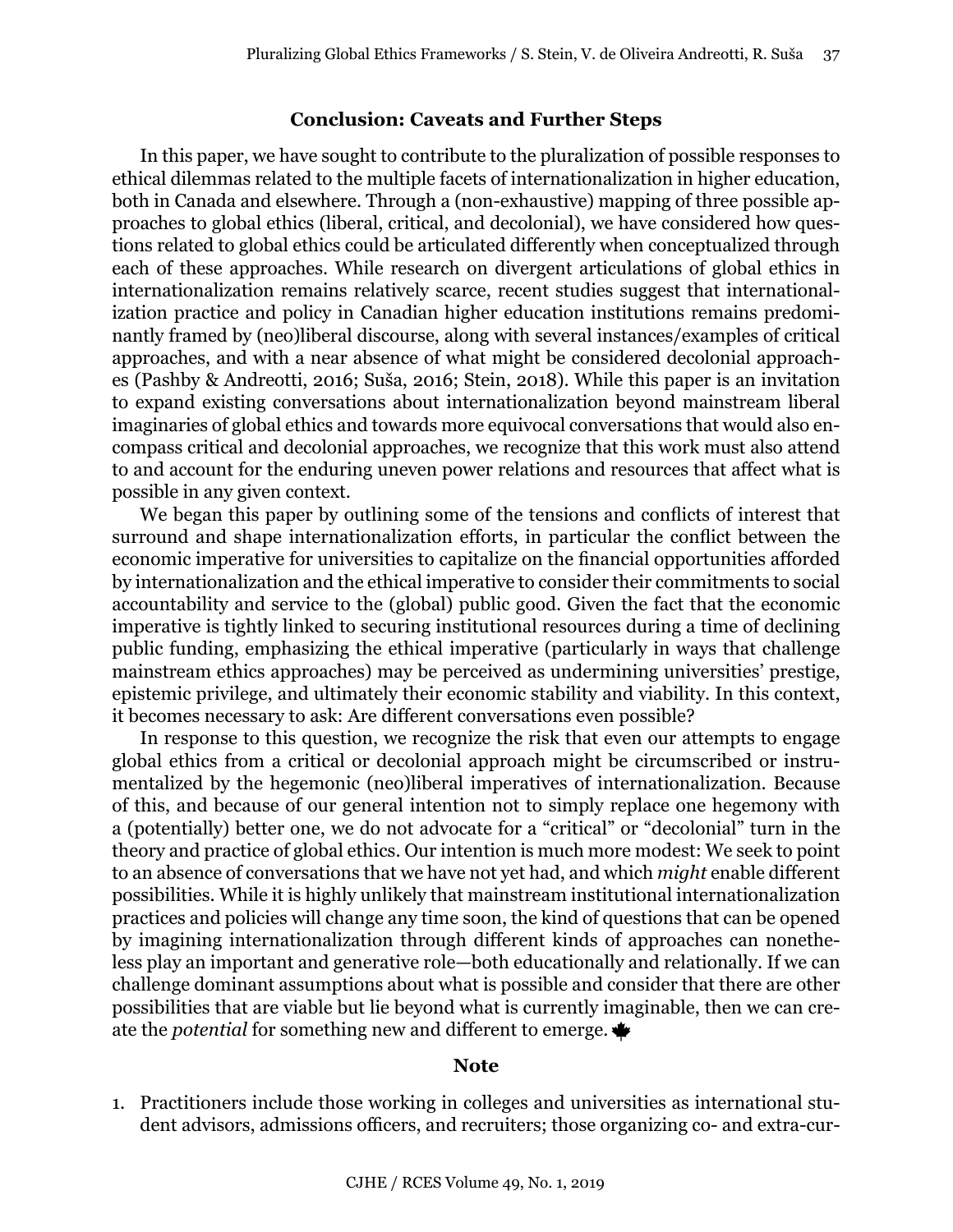## Conclusion: Caveats and Further Steps

In this paper, we have sought to contribute to the pluralization of possible responses to ethical dilemmas related to the multiple facets of internationalization in higher education, both in Canada and elsewhere. Through a (non-exhaustive) mapping of three possible approaches to global ethics (liberal, critical, and decolonial), we have considered how questions related to global ethics could be articulated differently when conceptualized through each of these approaches. While research on divergent articulations of global ethics in internationalization remains relatively scarce, recent studies suggest that internationalization practice and policy in Canadian higher education institutions remains predominantly framed by (neo)liberal discourse, along with several instances/examples of critical approaches, and with a near absence of what might be considered decolonial approaches (Pashby & Andreotti, 2016; Suša, 2016; Stein, 2018). While this paper is an invitation to expand existing conversations about internationalization beyond mainstream liberal imaginaries of global ethics and towards more equivocal conversations that would also encompass critical and decolonial approaches, we recognize that this work must also attend to and account for the enduring uneven power relations and resources that affect what is possible in any given context.

We began this paper by outlining some of the tensions and conflicts of interest that surround and shape internationalization efforts, in particular the conflict between the economic imperative for universities to capitalize on the financial opportunities afforded by internationalization and the ethical imperative to consider their commitments to social accountability and service to the (global) public good. Given the fact that the economic imperative is tightly linked to securing institutional resources during a time of declining public funding, emphasizing the ethical imperative (particularly in ways that challenge mainstream ethics approaches) may be perceived as undermining universities' prestige, epistemic privilege, and ultimately their economic stability and viability. In this context, it becomes necessary to ask: Are different conversations even possible?

In response to this question, we recognize the risk that even our attempts to engage global ethics from a critical or decolonial approach might be circumscribed or instrumentalized by the hegemonic (neo)liberal imperatives of internationalization. Because of this, and because of our general intention not to simply replace one hegemony with a (potentially) better one, we do not advocate for a "critical" or "decolonial" turn in the theory and practice of global ethics. Our intention is much more modest: We seek to point to an absence of conversations that we have not yet had, and which *might* enable different possibilities. While it is highly unlikely that mainstream institutional internationalization practices and policies will change any time soon, the kind of questions that can be opened by imagining internationalization through different kinds of approaches can nonetheless play an important and generative role—both educationally and relationally. If we can challenge dominant assumptions about what is possible and consider that there are other possibilities that are viable but lie beyond what is currently imaginable, then we can create the *potential* for something new and different to emerge.

## Note

1. Practitioners include those working in colleges and universities as international student advisors, admissions officers, and recruiters; those organizing co- and extra-cur-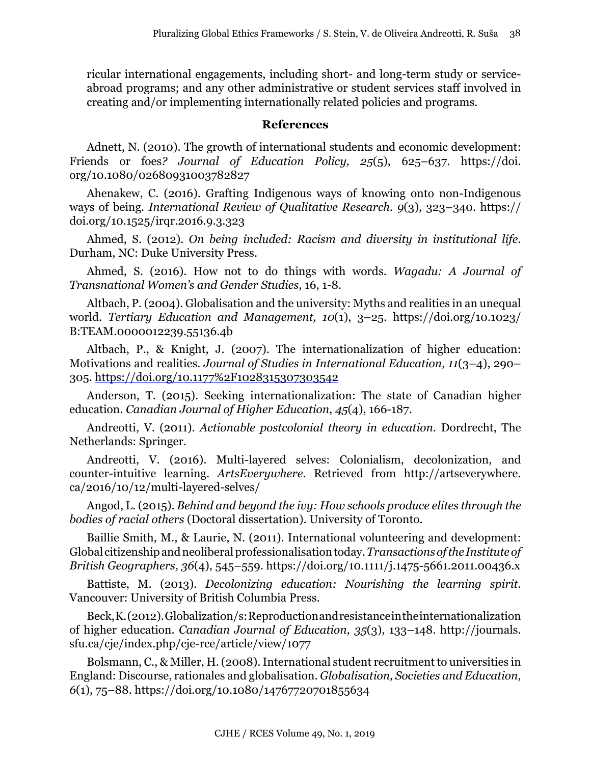ricular international engagements, including short- and long-term study or service-abroad programs; and any other administrative or student services staff involved in creating and/or implementing internationally related policies and programs.

## References

Adnett, N. (2010). The growth of international students and economic development: Friends or foes? *Journal of Education Policy, 25*(5), 625–637. https://doi.org/10.1080/02680931003782827

Ahenakew, C. (2016). Grafting Indigenous ways of knowing onto non-Indigenous ways of being. *International Review of Qualitative Research. 9*(3), 323–340. https://doi.org/10.1525/irqr.2016.9.3.323

Ahmed, S. (2012). *On being included: Racism and diversity in institutional life.* Durham, NC: Duke University Press.

Ahmed, S. (2016). How not to do things with words. *Wagadu: A Journal of Transnational Women's and Gender Studies*, 16, 1-8.

Altbach, P. (2004). Globalisation and the university: Myths and realities in an unequal world. *Tertiary Education and Management, 10*(1), 3–25. https://doi.org/10.1023/B:TEAM.0000012239.55136.4b

Altbach, P., & Knight, J. (2007). The internationalization of higher education: Motivations and realities. *Journal of Studies in International Education, 11*(3–4), 290–305. https://doi.org/10.1177%2F1028315307303542

Anderson, T. (2015). Seeking internationalization: The state of Canadian higher education. *Canadian Journal of Higher Education*, *45*(4), 166-187.

Andreotti, V. (2011). *Actionable postcolonial theory in education.* Dordrecht, The Netherlands: Springer.

Andreotti, V. (2016). Multi-layered selves: Colonialism, decolonization, and counter-intuitive learning. *ArtsEverywhere*. Retrieved from http://artseverywhere.ca/2016/10/12/multi-layered-selves/

Angod, L. (2015). *Behind and beyond the ivy: How schools produce elites through the bodies of racial others* (Doctoral dissertation). University of Toronto.

Baillie Smith, M., & Laurie, N. (2011). International volunteering and development: Global citizenship and neoliberal professionalisation today. *Transactions of the Institute of British Geographers, 36*(4), 545–559. https://doi.org/10.1111/j.1475-5661.2011.00436.x

Battiste, M. (2013). *Decolonizing education: Nourishing the learning spirit.* Vancouver: University of British Columbia Press.

Beck, K. (2012). Globalization/s: Reproduction and resistance in the internationalization of higher education. *Canadian Journal of Education*, *35*(3), 133–148. http://journals.sfu.ca/cje/index.php/cje-rce/article/view/1077

Bolsmann, C., & Miller, H. (2008). International student recruitment to universities in England: Discourse, rationales and globalisation. *Globalisation, Societies and Education, 6*(1), 75–88. https://doi.org/10.1080/14767720701855634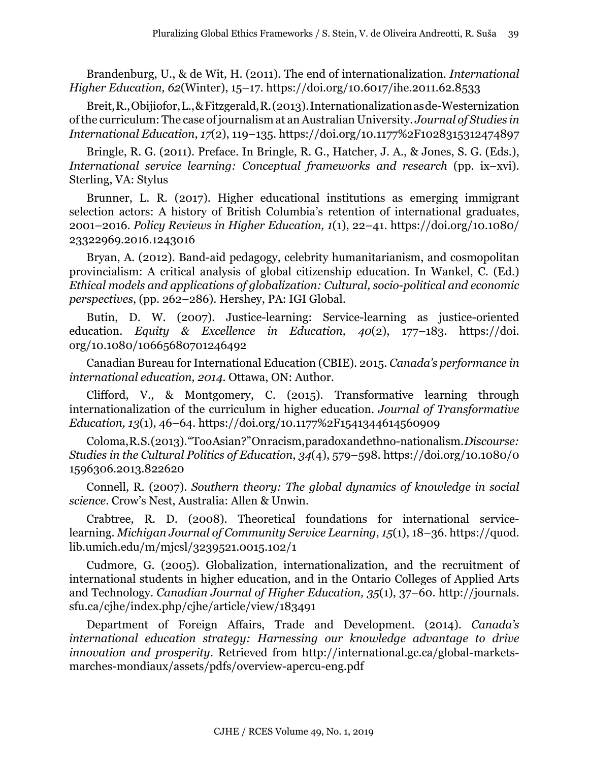Brandenburg, U., & de Wit, H. (2011). The end of internationalization. *International Higher Education, 62*(Winter), 15–17. https://doi.org/10.6017/ihe.2011.62.8533

Breit, R., Obijiofor, L., & Fitzgerald, R. (2013). Internationalization as de-Westernization of the curriculum: The case of journalism at an Australian University. *Journal of Studies in International Education*, *17*(2), 119–135. https://doi.org/10.1177%2F1028315312474897

Bringle, R. G. (2011). Preface. In Bringle, R. G., Hatcher, J. A., & Jones, S. G. (Eds.), *International service learning: Conceptual frameworks and research* (pp. ix–xvi). Sterling, VA: Stylus

Brunner, L. R. (2017). Higher educational institutions as emerging immigrant selection actors: A history of British Columbia's retention of international graduates, 2001–2016. *Policy Reviews in Higher Education, 1*(1), 22–41. https://doi.org/10.1080/23322969.2016.1243016

Bryan, A. (2012). Band-aid pedagogy, celebrity humanitarianism, and cosmopolitan provincialism: A critical analysis of global citizenship education. In Wankel, C. (Ed.) *Ethical models and applications of globalization: Cultural, socio-political and economic perspectives*, (pp. 262–286). Hershey, PA: IGI Global.

Butin, D. W. (2007). Justice-learning: Service-learning as justice-oriented education. *Equity & Excellence in Education, 40*(2), 177–183. https://doi.org/10.1080/10665680701246492

Canadian Bureau for International Education (CBIE). 2015. *Canada's performance in international education, 2014.* Ottawa, ON: Author.

Clifford, V., & Montgomery, C. (2015). Transformative learning through internationalization of the curriculum in higher education. *Journal of Transformative Education, 13*(1), 46–64. https://doi.org/10.1177%2F1541344614560909

Coloma, R. S. (2013). "Too Asian?" On racism, paradox and ethno-nationalism. *Discourse: Studies in the Cultural Politics of Education*, *34*(4), 579–598. https://doi.org/10.1080/01596306.2013.822620

Connell, R. (2007). *Southern theory: The global dynamics of knowledge in social science*. Crow's Nest, Australia: Allen & Unwin.

Crabtree, R. D. (2008). Theoretical foundations for international service-learning. *Michigan Journal of Community Service Learning*, *15*(1), 18–36. https://quod.lib.umich.edu/m/mjcsl/3239521.0015.102/1

Cudmore, G. (2005). Globalization, internationalization, and the recruitment of international students in higher education, and in the Ontario Colleges of Applied Arts and Technology. *Canadian Journal of Higher Education, 35*(1), 37–60. http://journals.sfu.ca/cjhe/index.php/cjhe/article/view/183491

Department of Foreign Affairs, Trade and Development. (2014). *Canada's international education strategy: Harnessing our knowledge advantage to drive innovation and prosperity.* Retrieved from http://international.gc.ca/global-markets-marches-mondiaux/assets/pdfs/overview-apercu-eng.pdf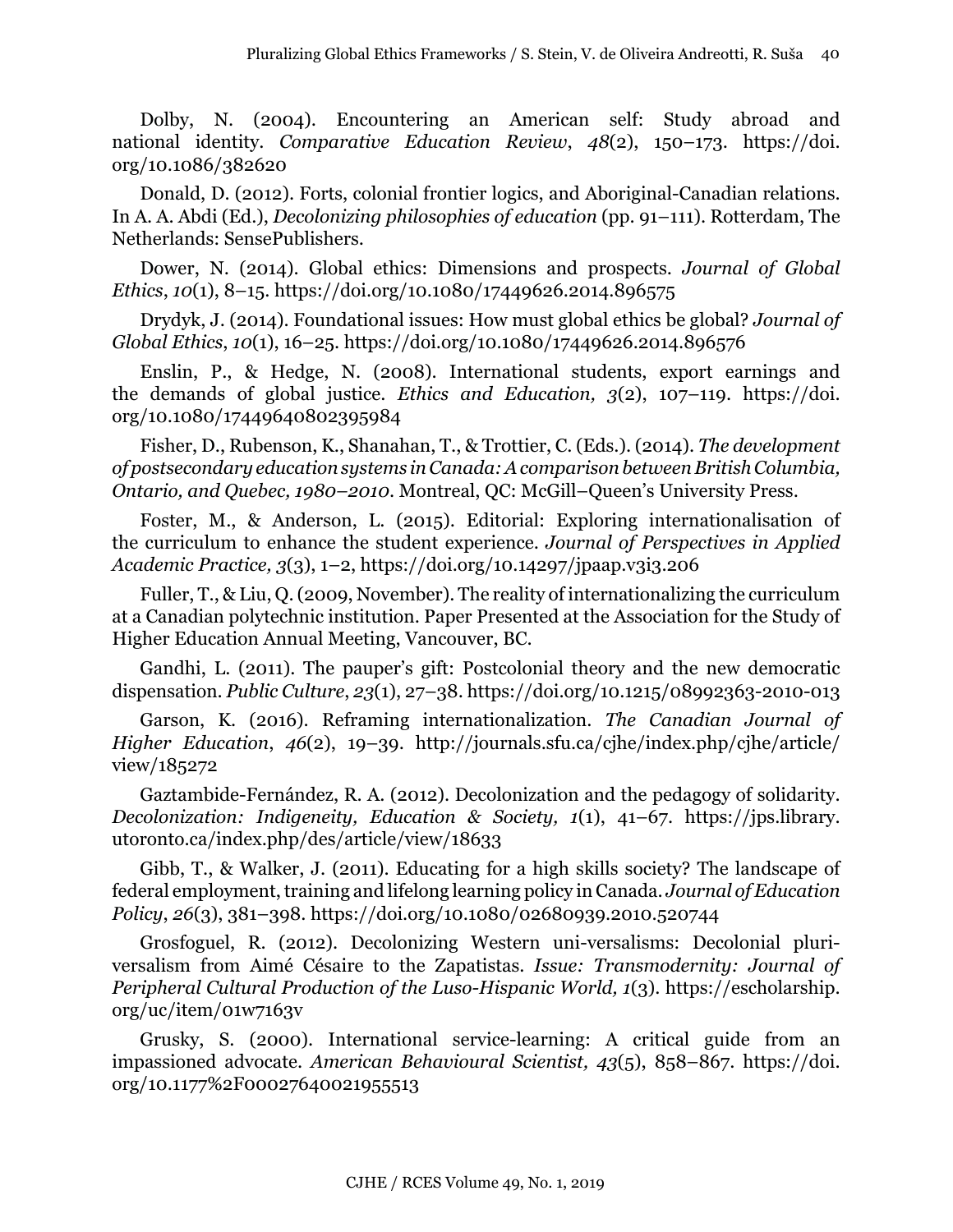Dolby, N. (2004). Encountering an American self: Study abroad and national identity. *Comparative Education Review*, *48*(2), 150–173. https://doi.org/10.1086/382620

Donald, D. (2012). Forts, colonial frontier logics, and Aboriginal-Canadian relations. In A. A. Abdi (Ed.), *Decolonizing philosophies of education* (pp. 91–111). Rotterdam, The Netherlands: SensePublishers.

Dower, N. (2014). Global ethics: Dimensions and prospects. *Journal of Global Ethics*, *10*(1), 8–15. https://doi.org/10.1080/17449626.2014.896575

Drydyk, J. (2014). Foundational issues: How must global ethics be global? *Journal of Global Ethics*, *10*(1), 16–25. https://doi.org/10.1080/17449626.2014.896576

Enslin, P., & Hedge, N. (2008). International students, export earnings and the demands of global justice. *Ethics and Education, 3*(2), 107–119. https://doi.org/10.1080/17449640802395984

Fisher, D., Rubenson, K., Shanahan, T., & Trottier, C. (Eds.). (2014). *The development of postsecondary education systems in Canada: A comparison between British Columbia, Ontario, and Quebec, 1980–2010*. Montreal, QC: McGill–Queen's University Press.

Foster, M., & Anderson, L. (2015). Editorial: Exploring internationalisation of the curriculum to enhance the student experience. *Journal of Perspectives in Applied Academic Practice, 3*(3), 1–2, https://doi.org/10.14297/jpaap.v3i3.206

Fuller, T., & Liu, Q. (2009, November). The reality of internationalizing the curriculum at a Canadian polytechnic institution. Paper Presented at the Association for the Study of Higher Education Annual Meeting, Vancouver, BC.

Gandhi, L. (2011). The pauper's gift: Postcolonial theory and the new democratic dispensation. *Public Culture*, *23*(1), 27–38. https://doi.org/10.1215/08992363-2010-013

Garson, K. (2016). Reframing internationalization. *The Canadian Journal of Higher Education*, *46*(2), 19–39. http://journals.sfu.ca/cjhe/index.php/cjhe/article/view/185272

Gaztambide-Fernández, R. A. (2012). Decolonization and the pedagogy of solidarity. *Decolonization: Indigeneity, Education & Society, 1*(1), 41–67. https://jps.library.utoronto.ca/index.php/des/article/view/18633

Gibb, T., & Walker, J. (2011). Educating for a high skills society? The landscape of federal employment, training and lifelong learning policy in Canada. *Journal of Education Policy*, *26*(3), 381–398. https://doi.org/10.1080/02680939.2010.520744

Grosfoguel, R. (2012). Decolonizing Western uni-versalisms: Decolonial pluri-versalism from Aimé Césaire to the Zapatistas. *Issue: Transmodernity: Journal of Peripheral Cultural Production of the Luso-Hispanic World, 1*(3). https://escholarship.org/uc/item/01w7163v

Grusky, S. (2000). International service-learning: A critical guide from an impassioned advocate. *American Behavioural Scientist, 43*(5), 858–867. https://doi.org/10.1177%2F00027640021955513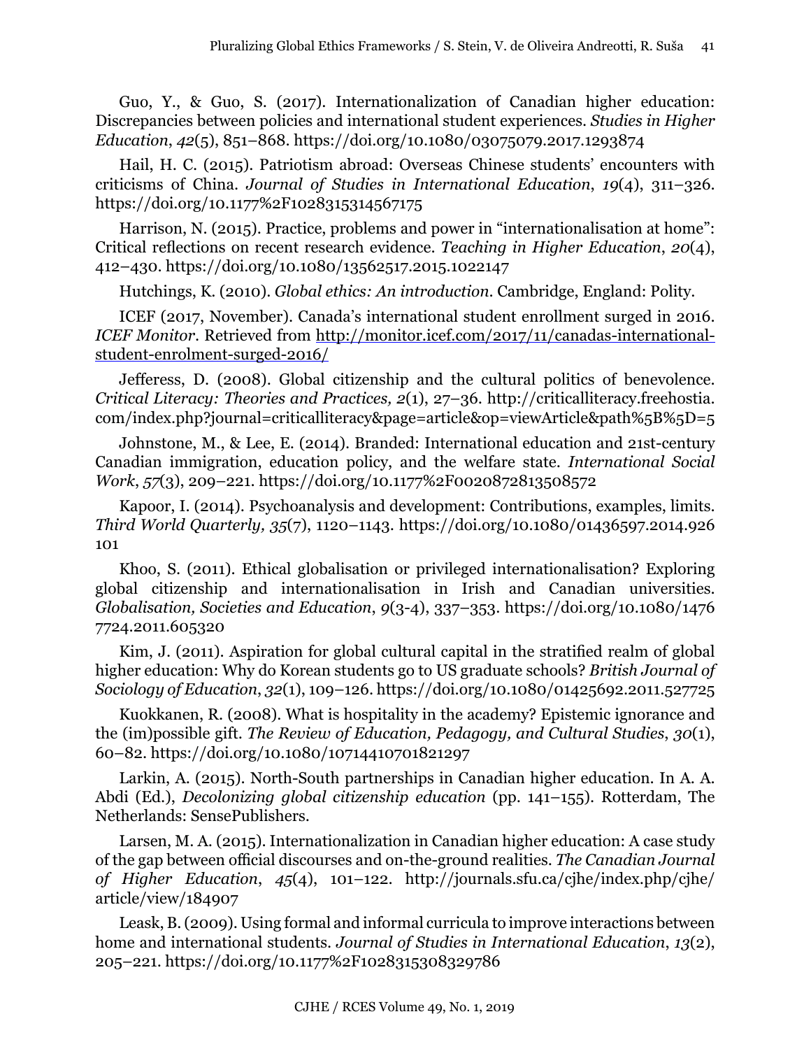Guo, Y., & Guo, S. (2017). Internationalization of Canadian higher education: Discrepancies between policies and international student experiences. *Studies in Higher Education*, *42*(5), 851–868. https://doi.org/10.1080/03075079.2017.1293874

Hail, H. C. (2015). Patriotism abroad: Overseas Chinese students' encounters with criticisms of China. *Journal of Studies in International Education*, *19*(4), 311–326. https://doi.org/10.1177%2F1028315314567175

Harrison, N. (2015). Practice, problems and power in "internationalisation at home": Critical reflections on recent research evidence. *Teaching in Higher Education*, *20*(4), 412–430. https://doi.org/10.1080/13562517.2015.1022147

Hutchings, K. (2010). *Global ethics: An introduction*. Cambridge, England: Polity.

ICEF (2017, November). Canada's international student enrollment surged in 2016. *ICEF Monitor*. Retrieved from http://monitor.icef.com/2017/11/canadas-international-student-enrolment-surged-2016/

Jefferess, D. (2008). Global citizenship and the cultural politics of benevolence. *Critical Literacy: Theories and Practices, 2*(1), 27–36. http://criticalliteracy.freehostia.com/index.php?journal=criticalliteracy&page=article&op=viewArticle&path%5B%5D=5

Johnstone, M., & Lee, E. (2014). Branded: International education and 21st-century Canadian immigration, education policy, and the welfare state. *International Social Work*, *57*(3), 209–221. https://doi.org/10.1177%2F0020872813508572

Kapoor, I. (2014). Psychoanalysis and development: Contributions, examples, limits. *Third World Quarterly, 35*(7), 1120–1143. https://doi.org/10.1080/01436597.2014.926101

Khoo, S. (2011). Ethical globalisation or privileged internationalisation? Exploring global citizenship and internationalisation in Irish and Canadian universities. *Globalisation, Societies and Education*, *9*(3-4), 337–353. https://doi.org/10.1080/14767724.2011.605320

Kim, J. (2011). Aspiration for global cultural capital in the stratified realm of global higher education: Why do Korean students go to US graduate schools? *British Journal of Sociology of Education*, *32*(1), 109–126. https://doi.org/10.1080/01425692.2011.527725

Kuokkanen, R. (2008). What is hospitality in the academy? Epistemic ignorance and the (im)possible gift. *The Review of Education, Pedagogy, and Cultural Studies*, *30*(1), 60–82. https://doi.org/10.1080/10714410701821297

Larkin, A. (2015). North-South partnerships in Canadian higher education. In A. A. Abdi (Ed.), *Decolonizing global citizenship education* (pp. 141–155). Rotterdam, The Netherlands: SensePublishers.

Larsen, M. A. (2015). Internationalization in Canadian higher education: A case study of the gap between official discourses and on-the-ground realities. *The Canadian Journal of Higher Education*, *45*(4), 101–122. http://journals.sfu.ca/cjhe/index.php/cjhe/article/view/184907

Leask, B. (2009). Using formal and informal curricula to improve interactions between home and international students. *Journal of Studies in International Education*, *13*(2), 205–221. https://doi.org/10.1177%2F1028315308329786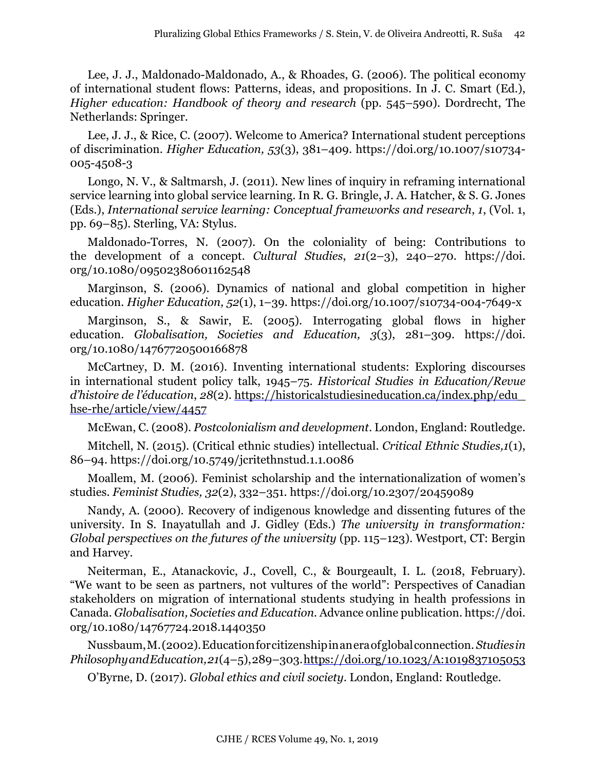Lee, J. J., Maldonado-Maldonado, A., & Rhoades, G. (2006). The political economy of international student flows: Patterns, ideas, and propositions. In J. C. Smart (Ed.), *Higher education: Handbook of theory and research* (pp. 545–590). Dordrecht, The Netherlands: Springer.

Lee, J. J., & Rice, C. (2007). Welcome to America? International student perceptions of discrimination. *Higher Education, 53*(3), 381–409. https://doi.org/10.1007/s10734-005-4508-3

Longo, N. V., & Saltmarsh, J. (2011). New lines of inquiry in reframing international service learning into global service learning. In R. G. Bringle, J. A. Hatcher, & S. G. Jones (Eds.), *International service learning: Conceptual frameworks and research*, *1*, (Vol. 1, pp. 69–85). Sterling, VA: Stylus.

Maldonado-Torres, N. (2007). On the coloniality of being: Contributions to the development of a concept. *Cultural Studies*, *21*(2–3), 240–270. https://doi.org/10.1080/09502380601162548

Marginson, S. (2006). Dynamics of national and global competition in higher education. *Higher Education, 52*(1), 1–39. https://doi.org/10.1007/s10734-004-7649-x

Marginson, S., & Sawir, E. (2005). Interrogating global flows in higher education. *Globalisation, Societies and Education, 3*(3), 281–309. https://doi.org/10.1080/14767720500166878

McCartney, D. M. (2016). Inventing international students: Exploring discourses in international student policy talk, 1945–75. *Historical Studies in Education/Revue d'histoire de l'éducation*, *28*(2). https://historicalstudiesineducation.ca/index.php/edu_hse-rhe/article/view/4457

McEwan, C. (2008). *Postcolonialism and development*. London, England: Routledge.

Mitchell, N. (2015). (Critical ethnic studies) intellectual. *Critical Ethnic Studies,1*(1), 86–94. https://doi.org/10.5749/jcritethnstud.1.1.0086

Moallem, M. (2006). Feminist scholarship and the internationalization of women's studies. *Feminist Studies, 32*(2), 332–351. https://doi.org/10.2307/20459089

Nandy, A. (2000). Recovery of indigenous knowledge and dissenting futures of the university. In S. Inayatullah and J. Gidley (Eds.) *The university in transformation: Global perspectives on the futures of the university* (pp. 115–123). Westport, CT: Bergin and Harvey.

Neiterman, E., Atanackovic, J., Covell, C., & Bourgeault, I. L. (2018, February). "We want to be seen as partners, not vultures of the world": Perspectives of Canadian stakeholders on migration of international students studying in health professions in Canada. *Globalisation, Societies and Education.* Advance online publication. https://doi.org/10.1080/14767724.2018.1440350

Nussbaum, M. (2002). Education for citizenship in an era of global connection. *Studies in Philosophy and Education, 21*(4–5), 289–303. https://doi.org/10.1023/A:1019837105053

O'Byrne, D. (2017). *Global ethics and civil society*. London, England: Routledge.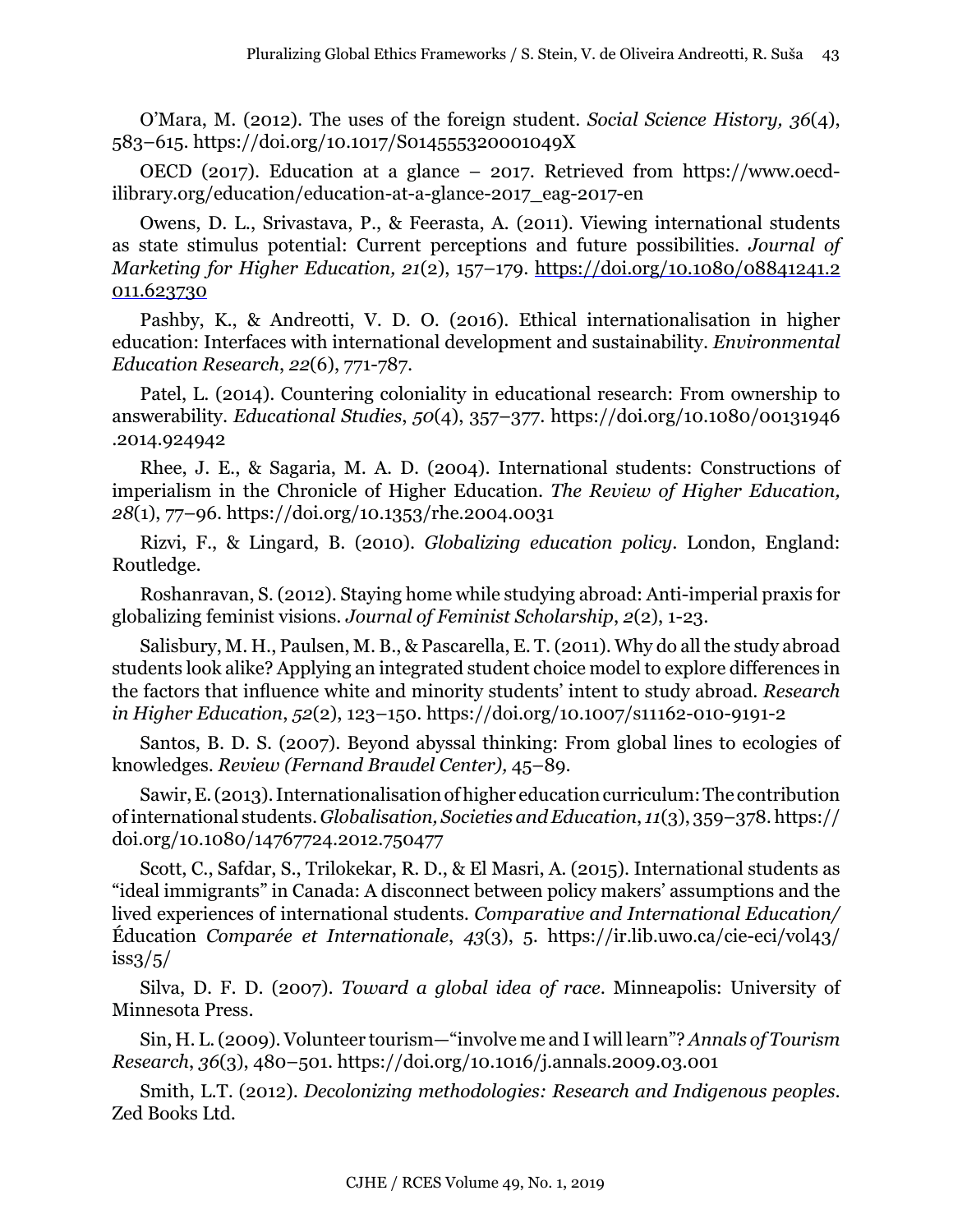O'Mara, M. (2012). The uses of the foreign student. *Social Science History, 36*(4), 583–615. https://doi.org/10.1017/S014555320001049X

OECD (2017). Education at a glance – 2017. Retrieved from https://www.oecd-ilibrary.org/education/education-at-a-glance-2017_eag-2017-en

Owens, D. L., Srivastava, P., & Feerasta, A. (2011). Viewing international students as state stimulus potential: Current perceptions and future possibilities. *Journal of Marketing for Higher Education, 21*(2), 157–179. https://doi.org/10.1080/08841241.2011.623730

Pashby, K., & Andreotti, V. D. O. (2016). Ethical internationalisation in higher education: Interfaces with international development and sustainability. *Environmental Education Research*, *22*(6), 771-787.

Patel, L. (2014). Countering coloniality in educational research: From ownership to answerability. *Educational Studies*, *50*(4), 357–377. https://doi.org/10.1080/00131946.2014.924942

Rhee, J. E., & Sagaria, M. A. D. (2004). International students: Constructions of imperialism in the Chronicle of Higher Education. *The Review of Higher Education, 28*(1), 77–96. https://doi.org/10.1353/rhe.2004.0031

Rizvi, F., & Lingard, B. (2010). *Globalizing education policy*. London, England: Routledge.

Roshanravan, S. (2012). Staying home while studying abroad: Anti-imperial praxis for globalizing feminist visions. *Journal of Feminist Scholarship*, *2*(2), 1-23.

Salisbury, M. H., Paulsen, M. B., & Pascarella, E. T. (2011). Why do all the study abroad students look alike? Applying an integrated student choice model to explore differences in the factors that influence white and minority students' intent to study abroad. *Research in Higher Education*, *52*(2), 123–150. https://doi.org/10.1007/s11162-010-9191-2

Santos, B. D. S. (2007). Beyond abyssal thinking: From global lines to ecologies of knowledges. *Review (Fernand Braudel Center),* 45–89.

Sawir, E. (2013). Internationalisation of higher education curriculum: The contribution of international students. *Globalisation, Societies and Education*, *11*(3), 359–378. https://doi.org/10.1080/14767724.2012.750477

Scott, C., Safdar, S., Trilokekar, R. D., & El Masri, A. (2015). International students as "ideal immigrants" in Canada: A disconnect between policy makers' assumptions and the lived experiences of international students. *Comparative and International Education/* Éducation *Comparée et Internationale*, *43*(3), 5. https://ir.lib.uwo.ca/cie-eci/vol43/iss3/5/

Silva, D. F. D. (2007). *Toward a global idea of race*. Minneapolis: University of Minnesota Press.

Sin, H. L. (2009). Volunteer tourism—"involve me and I will learn"? *Annals of Tourism Research*, *36*(3), 480–501. https://doi.org/10.1016/j.annals.2009.03.001

Smith, L.T. (2012). *Decolonizing methodologies: Research and Indigenous peoples*. Zed Books Ltd.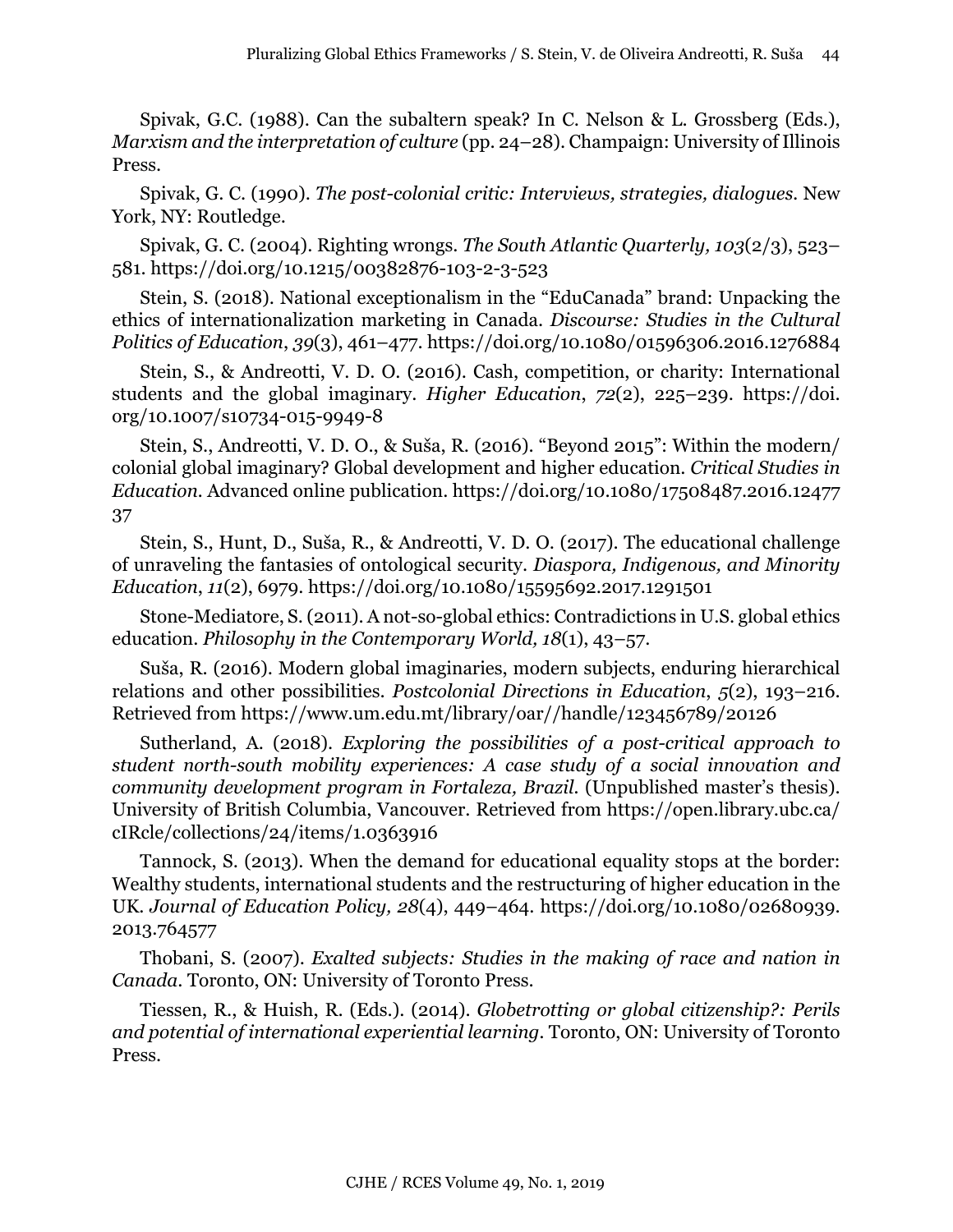Spivak, G.C. (1988). Can the subaltern speak? In C. Nelson & L. Grossberg (Eds.), *Marxism and the interpretation of culture* (pp. 24–28). Champaign: University of Illinois Press.

Spivak, G. C. (1990). *The post-colonial critic: Interviews, strategies, dialogues.* New York, NY: Routledge.

Spivak, G. C. (2004). Righting wrongs. *The South Atlantic Quarterly, 103*(2/3), 523–581. https://doi.org/10.1215/00382876-103-2-3-523

Stein, S. (2018). National exceptionalism in the "EduCanada" brand: Unpacking the ethics of internationalization marketing in Canada. *Discourse: Studies in the Cultural Politics of Education*, *39*(3), 461–477. https://doi.org/10.1080/01596306.2016.1276884

Stein, S., & Andreotti, V. D. O. (2016). Cash, competition, or charity: International students and the global imaginary. *Higher Education*, *72*(2), 225–239. https://doi.org/10.1007/s10734-015-9949-8

Stein, S., Andreotti, V. D. O., & Suša, R. (2016). "Beyond 2015": Within the modern/colonial global imaginary? Global development and higher education. *Critical Studies in Education.* Advanced online publication. https://doi.org/10.1080/17508487.2016.1247737

Stein, S., Hunt, D., Suša, R., & Andreotti, V. D. O. (2017). The educational challenge of unraveling the fantasies of ontological security. *Diaspora, Indigenous, and Minority Education*, *11*(2), 6979. https://doi.org/10.1080/15595692.2017.1291501

Stone-Mediatore, S. (2011). A not-so-global ethics: Contradictions in U.S. global ethics education. *Philosophy in the Contemporary World, 18*(1), 43–57.

Suša, R. (2016). Modern global imaginaries, modern subjects, enduring hierarchical relations and other possibilities. *Postcolonial Directions in Education*, *5*(2), 193–216. Retrieved from https://www.um.edu.mt/library/oar//handle/123456789/20126

Sutherland, A. (2018). *Exploring the possibilities of a post-critical approach to student north-south mobility experiences: A case study of a social innovation and community development program in Fortaleza, Brazil.* (Unpublished master's thesis). University of British Columbia, Vancouver. Retrieved from https://open.library.ubc.ca/cIRcle/collections/24/items/1.0363916

Tannock, S. (2013). When the demand for educational equality stops at the border: Wealthy students, international students and the restructuring of higher education in the UK. *Journal of Education Policy, 28*(4), 449–464. https://doi.org/10.1080/02680939.2013.764577

Thobani, S. (2007). *Exalted subjects: Studies in the making of race and nation in Canada*. Toronto, ON: University of Toronto Press.

Tiessen, R., & Huish, R. (Eds.). (2014). *Globetrotting or global citizenship?: Perils and potential of international experiential learning*. Toronto, ON: University of Toronto Press.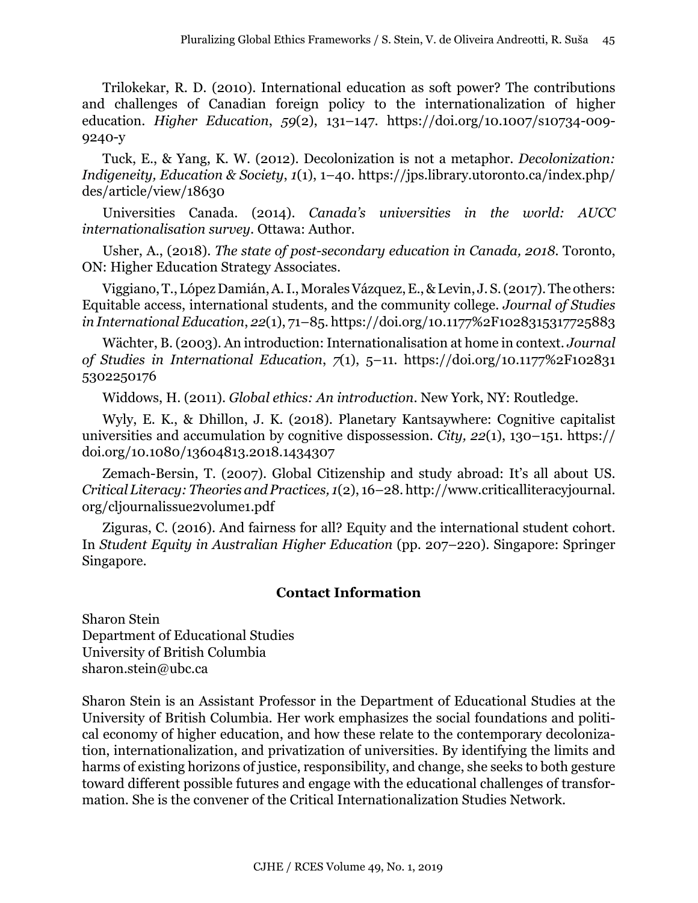Trilokekar, R. D. (2010). International education as soft power? The contributions and challenges of Canadian foreign policy to the internationalization of higher education. *Higher Education*, *59*(2), 131–147. https://doi.org/10.1007/s10734-009-9240-y

Tuck, E., & Yang, K. W. (2012). Decolonization is not a metaphor. *Decolonization: Indigeneity, Education & Society*, *1*(1), 1–40. https://jps.library.utoronto.ca/index.php/des/article/view/18630

Universities Canada. (2014). *Canada's universities in the world: AUCC internationalisation survey*. Ottawa: Author.

Usher, A., (2018). *The state of post-secondary education in Canada, 2018*. Toronto, ON: Higher Education Strategy Associates.

Viggiano, T., López Damián, A. I., Morales Vázquez, E., & Levin, J. S. (2017). The others: Equitable access, international students, and the community college. *Journal of Studies in International Education*, *22*(1), 71–85. https://doi.org/10.1177%2F1028315317725883

Wächter, B. (2003). An introduction: Internationalisation at home in context. *Journal of Studies in International Education*, *7*(1), 5–11. https://doi.org/10.1177%2F1028315302250176

Widdows, H. (2011). *Global ethics: An introduction*. New York, NY: Routledge.

Wyly, E. K., & Dhillon, J. K. (2018). Planetary Kantsaywhere: Cognitive capitalist universities and accumulation by cognitive dispossession. *City, 22*(1), 130–151. https://doi.org/10.1080/13604813.2018.1434307

Zemach-Bersin, T. (2007). Global Citizenship and study abroad: It's all about US. *Critical Literacy: Theories and Practices, 1*(2), 16–28. http://www.criticalliteracyjournal.org/cljournalissue2volume1.pdf

Ziguras, C. (2016). And fairness for all? Equity and the international student cohort. In *Student Equity in Australian Higher Education* (pp. 207–220). Singapore: Springer Singapore.

## Contact Information

Sharon Stein
Department of Educational Studies
University of British Columbia
sharon.stein@ubc.ca

Sharon Stein is an Assistant Professor in the Department of Educational Studies at the University of British Columbia. Her work emphasizes the social foundations and political economy of higher education, and how these relate to the contemporary decolonization, internationalization, and privatization of universities. By identifying the limits and harms of existing horizons of justice, responsibility, and change, she seeks to both gesture toward different possible futures and engage with the educational challenges of transformation. She is the convener of the Critical Internationalization Studies Network.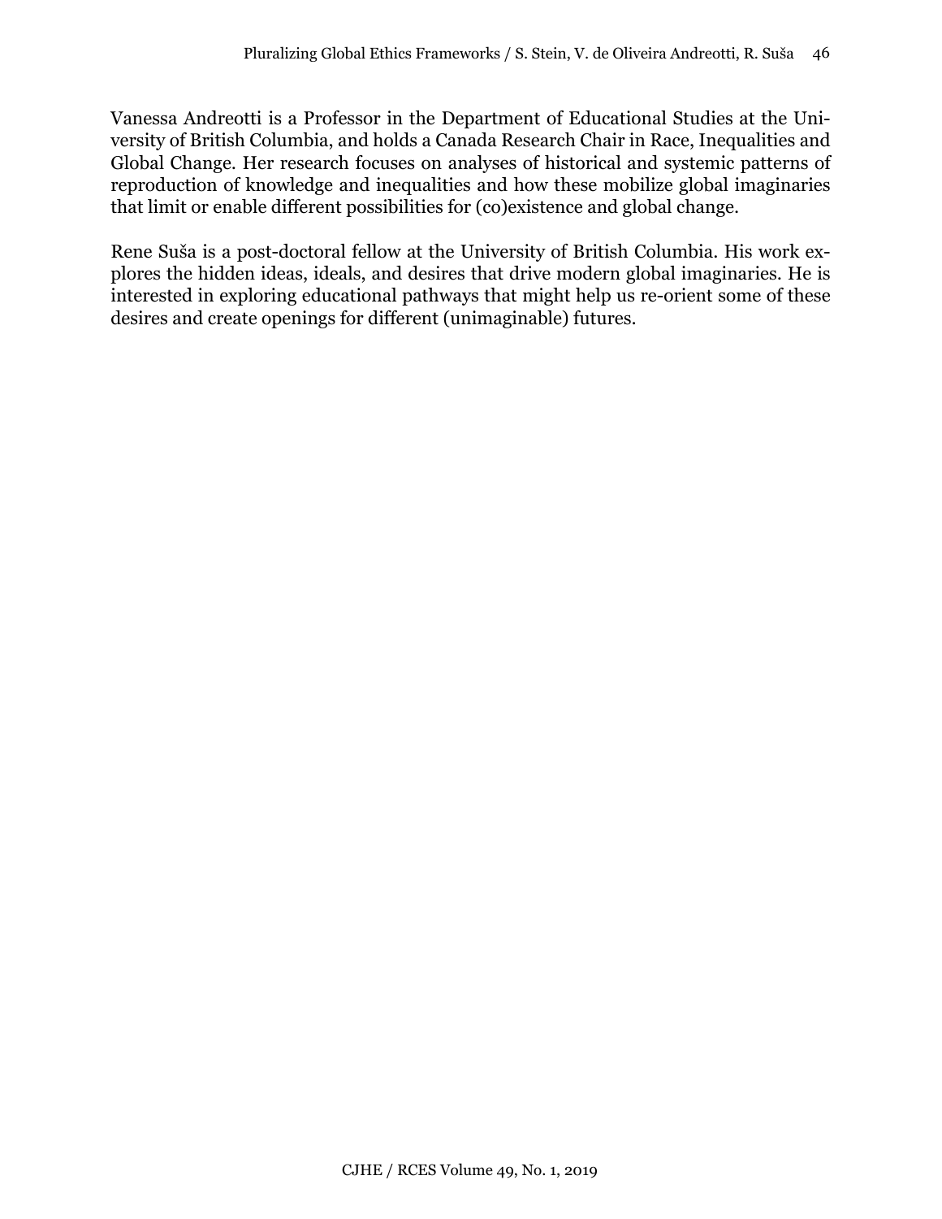Vanessa Andreotti is a Professor in the Department of Educational Studies at the University of British Columbia, and holds a Canada Research Chair in Race, Inequalities and Global Change. Her research focuses on analyses of historical and systemic patterns of reproduction of knowledge and inequalities and how these mobilize global imaginaries that limit or enable different possibilities for (co)existence and global change.

Rene Suša is a post-doctoral fellow at the University of British Columbia. His work explores the hidden ideas, ideals, and desires that drive modern global imaginaries. He is interested in exploring educational pathways that might help us re-orient some of these desires and create openings for different (unimaginable) futures.